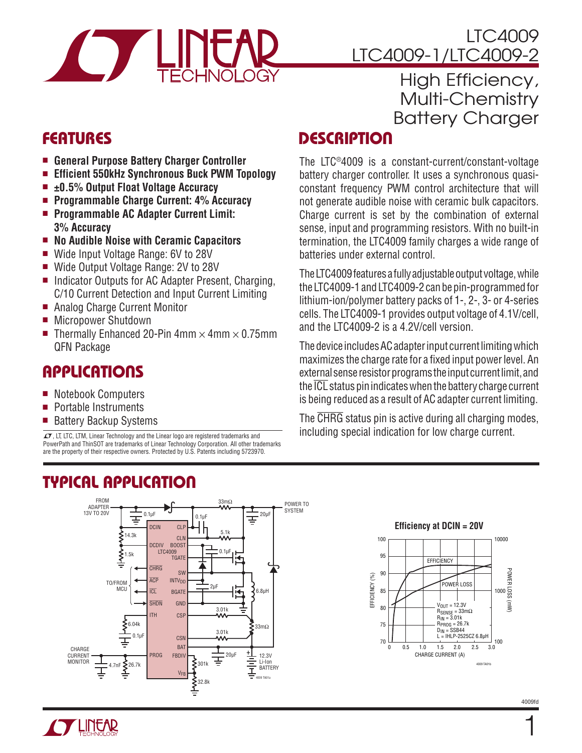# LTC4009 LTC4009-1/LTC4009-2

## High Efficiency, Multi-Chemistry Battery Charger

## FEATURES

- **General Purpose Battery Charger Controller**
- **Efficient 550kHz Synchronous Buck PWM Topology**
- **±0.5% Output Float Voltage Accuracy**
- **Programmable Charge Current: 4% Accuracy**
- **Programmable AC Adapter Current Limit: 3% Accuracy**
- **No Audible Noise with Ceramic Capacitors**
- Wide Input Voltage Range: 6V to 28V
- Wide Output Voltage Range: 2V to 28V
- Indicator Outputs for AC Adapter Present, Charging, C/10 Current Detection and Input Current Limiting
- Analog Charge Current Monitor
- Micropower Shutdown
- Thermally Enhanced 20-Pin 4mm × 4mm × 0.75mm QFN Package

## APPLICATIONS

- Notebook Computers
- Portable Instruments
- Battery Backup Systems

LT, LTC, LTM, Linear Technology and the Linear logo are registered trademarks and PowerPath and ThinSOT are trademarks of Linear Technology Corporation. All other trademarks are the property of their respective owners. Protected by U.S. Patents including 5723970.

## DESCRIPTION

The LTC®4009 is a constant-current/constant-voltage battery charger controller. It uses a synchronous quasi-constant frequency PWM control architecture that will not generate audible noise with ceramic bulk capacitors. Charge current is set by the combination of external sense, input and programming resistors. With no built-in termination, the LTC4009 family charges a wide range of batteries under external control.

The LTC4009 features a fully adjustable output voltage, while the LTC4009-1 and LTC4009-2 can be pin-programmed for lithium-ion/polymer battery packs of 1-, 2-, 3- or 4-series cells. The LTC4009-1 provides output voltage of 4.1V/cell, and the LTC4009-2 is a 4.2V/cell version.

The device includes AC adapter input current limiting which maximizes the charge rate for a fixed input power level. An external sense resistor programs the input current limit, and the $\overline{ICL}$ status pin indicates when the battery charge current is being reduced as a result of AC adapter current limiting.

The $\overline{CHRG}$ status pin is active during all charging modes, including special indication for low charge current.

## TYPICAL APPLICATION

FROM ADAPTER 13V TO 20V — POWER TO SYSTEM — 12.3V Li-Ion BATTERY — TO/FROM MCU — CHARGE CURRENT MONITOR

LTC4009 pins: DCIN, DCDIV, $\overline{CHRG}$, $\overline{ACP}$, $\overline{ICL}$, $\overline{SHDN}$, ITH, PROG, CLP, CLN, BOOST, TGATE, SW, $INTV_{DD}$, BGATE, GND, CSP, CSN, BAT, FBDIV, $V_{FB}$

Components: 33mΩ, 0.1µF, 20µF, 14.3k, 1.5k, 5.1k, 0.1µF, 2µF, 6.8µH, 3.01k, 3.01k, 33mΩ, 6.04k, 0.1µF, 20µF, 301k, 32.8k, 4.7nF, 26.7k

**Efficiency at DCIN = 20V**

EFFICIENCY (%) (70 to 100) and POWER LOSS (mW) (100 to 10000) vs CHARGE CURRENT (A) (0 to 3.0); curves: EFFICIENCY, POWER LOSS

$V_{OUT}$ = 12.3V
$R_{SENSE}$ = 33mΩ
$R_{IN}$ = 3.01k
$R_{PROG}$ = 26.7k
$D_{IN}$ = SSB44
L = IHLP-2525CZ 6.8µH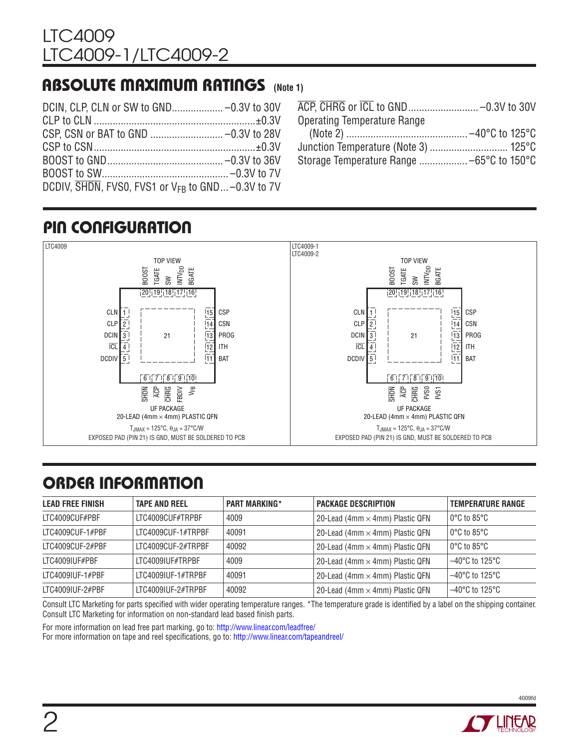## ABSOLUTE MAXIMUM RATINGS (Note 1)

DCIN, CLP, CLN or SW to GND .................. –0.3V to 30V
CLP to CLN ........................................................... ±0.3V
CSP, CSN or BAT to GND ........................... –0.3V to 28V
CSP to CSN ........................................................... ±0.3V
BOOST to GND .......................................... –0.3V to 36V
BOOST to SW ............................................... –0.3V to 7V
DCDIV, SHDN, FVS0, FVS1 or $V_{FB}$ to GND ... –0.3V to 7V
ACP, CHRG or ICL to GND .......................... –0.3V to 30V
Operating Temperature Range
(Note 2) ............................................ –40°C to 125°C
Junction Temperature (Note 3) ............................ 125°C
Storage Temperature Range .................. –65°C to 150°C

## PIN CONFIGURATION

**LTC4009**

TOP VIEW

Top pins: 20 BOOST, 19 TGATE, 18 SW, 17 $INTV_{DD}$, 16 BGATE
Left pins: 1 CLN, 2 CLP, 3 DCIN, 4 ICL, 5 DCDIV
Right pins: 15 CSP, 14 CSN, 13 PROG, 12 ITH, 11 BAT
Bottom pins: 6 SHDN, 7 ACP, 8 CHRG, 9 FBDIV, 10 $V_{FB}$
Center: 21

UF PACKAGE
20-LEAD (4mm × 4mm) PLASTIC QFN
$T_{JMAX}$ = 125°C, $θ_{JA}$ = 37°C/W
EXPOSED PAD (PIN 21) IS GND, MUST BE SOLDERED TO PCB

**LTC4009-1
LTC4009-2**

TOP VIEW

Top pins: 20 BOOST, 19 TGATE, 18 SW, 17 $INTV_{DD}$, 16 BGATE
Left pins: 1 CLN, 2 CLP, 3 DCIN, 4 ICL, 5 DCDIV
Right pins: 15 CSP, 14 CSN, 13 PROG, 12 ITH, 11 BAT
Bottom pins: 6 SHDN, 7 ACP, 8 CHRG, 9 FVS0, 10 FVS1
Center: 21

UF PACKAGE
20-LEAD (4mm × 4mm) PLASTIC QFN
$T_{JMAX}$ = 125°C, $θ_{JA}$ = 37°C/W
EXPOSED PAD (PIN 21) IS GND, MUST BE SOLDERED TO PCB

## ORDER INFORMATION

| LEAD FREE FINISH | TAPE AND REEL | PART MARKING* | PACKAGE DESCRIPTION | TEMPERATURE RANGE |
|---|---|---|---|---|
| LTC4009CUF#PBF | LTC4009CUF#TRPBF | 4009 | 20-Lead (4mm × 4mm) Plastic QFN | 0°C to 85°C |
| LTC4009CUF-1#PBF | LTC4009CUF-1#TRPBF | 40091 | 20-Lead (4mm × 4mm) Plastic QFN | 0°C to 85°C |
| LTC4009CUF-2#PBF | LTC4009CUF-2#TRPBF | 40092 | 20-Lead (4mm × 4mm) Plastic QFN | 0°C to 85°C |
| LTC4009IUF#PBF | LTC4009IUF#TRPBF | 4009 | 20-Lead (4mm × 4mm) Plastic QFN | –40°C to 125°C |
| LTC4009IUF-1#PBF | LTC4009IUF-1#TRPBF | 40091 | 20-Lead (4mm × 4mm) Plastic QFN | –40°C to 125°C |
| LTC4009IUF-2#PBF | LTC4009IUF-2#TRPBF | 40092 | 20-Lead (4mm × 4mm) Plastic QFN | –40°C to 125°C |

Consult LTC Marketing for parts specified with wider operating temperature ranges. *The temperature grade is identified by a label on the shipping container.
Consult LTC Marketing for information on non-standard lead based finish parts.

For more information on lead free part marking, go to: http://www.linear.com/leadfree/
For more information on tape and reel specifications, go to: http://www.linear.com/tapeandreel/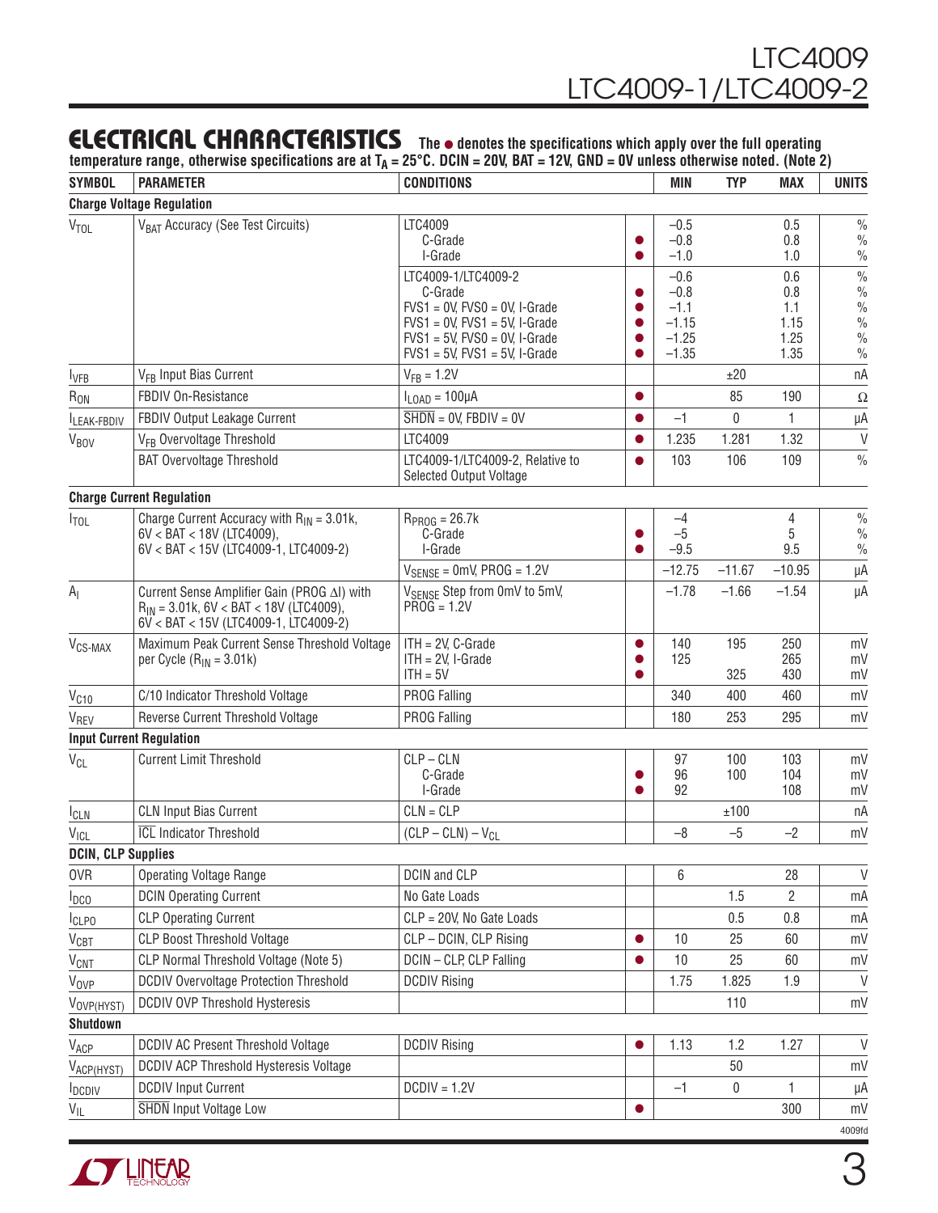## ELECTRICAL CHARACTERISTICS

**The ● denotes the specifications which apply over the full operating temperature range, otherwise specifications are at $T_A$ = 25°C. DCIN = 20V, BAT = 12V, GND = 0V unless otherwise noted. (Note 2)**

| SYMBOL | PARAMETER | CONDITIONS | | MIN | TYP | MAX | UNITS |
|---|---|---|---|---|---|---|---|
| **Charge Voltage Regulation** | | | | | | | |
| $V_{TOL}$ | $V_{BAT}$ Accuracy (See Test Circuits) | LTC4009<br>C-Grade<br>I-Grade | <br>●<br>● | –0.5<br>–0.8<br>–1.0 | | 0.5<br>0.8<br>1.0 | %<br>%<br>% |
| | | LTC4009-1/LTC4009-2<br>C-Grade<br>FVS1 = 0V, FVS0 = 0V, I-Grade<br>FVS1 = 0V, FVS1 = 5V, I-Grade<br>FVS1 = 5V, FVS0 = 0V, I-Grade<br>FVS1 = 5V, FVS1 = 5V, I-Grade | <br>●<br>●<br>●<br>●<br>● | –0.6<br>–0.8<br>–1.1<br>–1.15<br>–1.25<br>–1.35 | | 0.6<br>0.8<br>1.1<br>1.15<br>1.25<br>1.35 | %<br>%<br>%<br>%<br>%<br>% |
| $I_{VFB}$ | $V_{FB}$ Input Bias Current | $V_{FB}$ = 1.2V | | | ±20 | | nA |
| $R_{ON}$ | FBDIV On-Resistance | $I_{LOAD}$ = 100µA | ● | | 85 | 190 | Ω |
| $I_{LEAK\text{-}FBDIV}$ | FBDIV Output Leakage Current | $\overline{SHDN}$ = 0V, FBDIV = 0V | ● | –1 | 0 | 1 | µA |
| $V_{BOV}$ | $V_{FB}$ Overvoltage Threshold | LTC4009 | ● | 1.235 | 1.281 | 1.32 | V |
| | BAT Overvoltage Threshold | LTC4009-1/LTC4009-2, Relative to Selected Output Voltage | ● | 103 | 106 | 109 | % |
| **Charge Current Regulation** | | | | | | | |
| $I_{TOL}$ | Charge Current Accuracy with $R_{IN}$ = 3.01k, 6V < BAT < 18V (LTC4009), 6V < BAT < 15V (LTC4009-1, LTC4009-2) | $R_{PROG}$ = 26.7k<br>C-Grade<br>I-Grade | <br>●<br>● | –4<br>–5<br>–9.5 | | 4<br>5<br>9.5 | %<br>%<br>% |
| | | $V_{SENSE}$ = 0mV, PROG = 1.2V | | –12.75 | –11.67 | –10.95 | µA |
| $A_I$ | Current Sense Amplifier Gain (PROG ΔI) with $R_{IN}$ = 3.01k, 6V < BAT < 18V (LTC4009), 6V < BAT < 15V (LTC4009-1, LTC4009-2) | $V_{SENSE}$ Step from 0mV to 5mV, PROG = 1.2V | | –1.78 | –1.66 | –1.54 | µA |
| $V_{CS\text{-}MAX}$ | Maximum Peak Current Sense Threshold Voltage per Cycle ($R_{IN}$ = 3.01k) | ITH = 2V, C-Grade<br>ITH = 2V, I-Grade<br>ITH = 5V | ●<br>●<br>● | 140<br>125<br> | 195<br><br>325 | 250<br>265<br>430 | mV<br>mV<br>mV |
| $V_{C10}$ | C/10 Indicator Threshold Voltage | PROG Falling | | 340 | 400 | 460 | mV |
| $V_{REV}$ | Reverse Current Threshold Voltage | PROG Falling | | 180 | 253 | 295 | mV |
| **Input Current Regulation** | | | | | | | |
| $V_{CL}$ | Current Limit Threshold | CLP – CLN<br>C-Grade<br>I-Grade | <br>●<br>● | 97<br>96<br>92 | 100<br>100<br> | 103<br>104<br>108 | mV<br>mV<br>mV |
| $I_{CLN}$ | CLN Input Bias Current | CLN = CLP | | | ±100 | | nA |
| $V_{ICL}$ | $\overline{ICL}$ Indicator Threshold | (CLP – CLN) – $V_{CL}$ | | –8 | –5 | –2 | mV |
| **DCIN, CLP Supplies** | | | | | | | |
| OVR | Operating Voltage Range | DCIN and CLP | | 6 | | 28 | V |
| $I_{DCO}$ | DCIN Operating Current | No Gate Loads | | | 1.5 | 2 | mA |
| $I_{CLPO}$ | CLP Operating Current | CLP = 20V, No Gate Loads | | | 0.5 | 0.8 | mA |
| $V_{CBT}$ | CLP Boost Threshold Voltage | CLP – DCIN, CLP Rising | ● | 10 | 25 | 60 | mV |
| $V_{CNT}$ | CLP Normal Threshold Voltage (Note 5) | DCIN – CLP, CLP Falling | ● | 10 | 25 | 60 | mV |
| $V_{OVP}$ | DCDIV Overvoltage Protection Threshold | DCDIV Rising | | 1.75 | 1.825 | 1.9 | V |
| $V_{OVP(HYST)}$ | DCDIV OVP Threshold Hysteresis | | | | 110 | | mV |
| **Shutdown** | | | | | | | |
| $V_{ACP}$ | DCDIV AC Present Threshold Voltage | DCDIV Rising | ● | 1.13 | 1.2 | 1.27 | V |
| $V_{ACP(HYST)}$ | DCDIV ACP Threshold Hysteresis Voltage | | | | 50 | | mV |
| $I_{DCDIV}$ | DCDIV Input Current | DCDIV = 1.2V | | –1 | 0 | 1 | µA |
| $V_{IL}$ | $\overline{SHDN}$ Input Voltage Low | | ● | | | 300 | mV |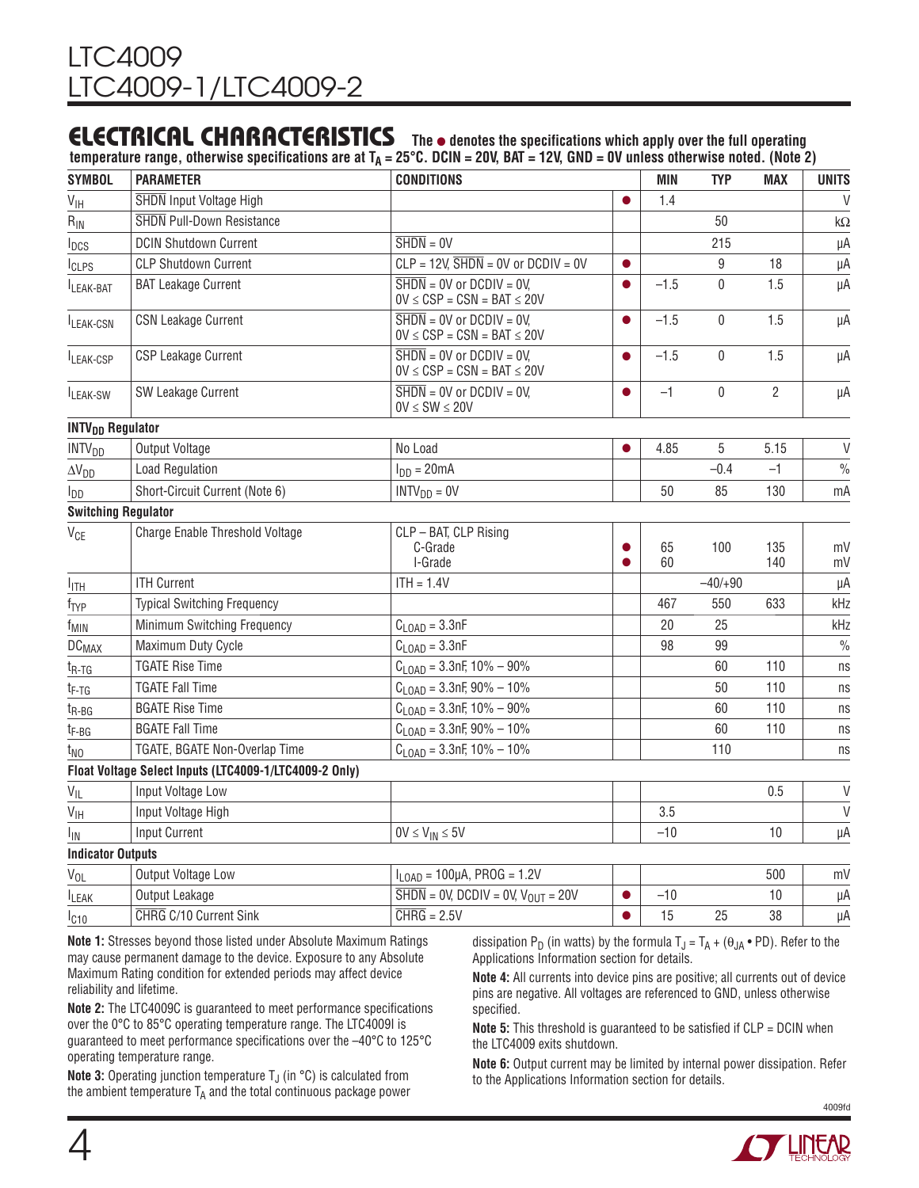## ELECTRICAL CHARACTERISTICS

**The ● denotes the specifications which apply over the full operating temperature range, otherwise specifications are at $T_A$ = 25°C. DCIN = 20V, BAT = 12V, GND = 0V unless otherwise noted. (Note 2)**

| SYMBOL | PARAMETER | CONDITIONS | | MIN | TYP | MAX | UNITS |
|---|---|---|---|---|---|---|---|
| $V_{IH}$ | SHDN Input Voltage High | | ● | 1.4 | | | V |
| $R_{IN}$ | SHDN Pull-Down Resistance | | | | 50 | | kΩ |
| $I_{DCS}$ | DCIN Shutdown Current | SHDN = 0V | | | 215 | | µA |
| $I_{CLPS}$ | CLP Shutdown Current | CLP = 12V, SHDN = 0V or DCDIV = 0V | ● | | 9 | 18 | µA |
| $I_{LEAK\text{-}BAT}$ | BAT Leakage Current | SHDN = 0V or DCDIV = 0V, 0V ≤ CSP = CSN = BAT ≤ 20V | ● | –1.5 | 0 | 1.5 | µA |
| $I_{LEAK\text{-}CSN}$ | CSN Leakage Current | SHDN = 0V or DCDIV = 0V, 0V ≤ CSP = CSN = BAT ≤ 20V | ● | –1.5 | 0 | 1.5 | µA |
| $I_{LEAK\text{-}CSP}$ | CSP Leakage Current | SHDN = 0V or DCDIV = 0V, 0V ≤ CSP = CSN = BAT ≤ 20V | ● | –1.5 | 0 | 1.5 | µA |
| $I_{LEAK\text{-}SW}$ | SW Leakage Current | SHDN = 0V or DCDIV = 0V, 0V ≤ SW ≤ 20V | ● | –1 | 0 | 2 | µA |
| **$INTV_{DD}$ Regulator** | | | | | | | |
| $INTV_{DD}$ | Output Voltage | No Load | ● | 4.85 | 5 | 5.15 | V |
| $\Delta V_{DD}$ | Load Regulation | $I_{DD}$ = 20mA | | | –0.4 | –1 | % |
| $I_{DD}$ | Short-Circuit Current (Note 6) | $INTV_{DD}$ = 0V | | 50 | 85 | 130 | mA |
| **Switching Regulator** | | | | | | | |
| $V_{CE}$ | Charge Enable Threshold Voltage | CLP – BAT, CLP Rising<br>C-Grade<br>I-Grade | ●<br>● | 65<br>60 | 100 | 135<br>140 | mV<br>mV |
| $I_{ITH}$ | ITH Current | ITH = 1.4V | | | –40/+90 | | µA |
| $f_{TYP}$ | Typical Switching Frequency | | | 467 | 550 | 633 | kHz |
| $f_{MIN}$ | Minimum Switching Frequency | $C_{LOAD}$ = 3.3nF | | 20 | 25 | | kHz |
| $DC_{MAX}$ | Maximum Duty Cycle | $C_{LOAD}$ = 3.3nF | | 98 | 99 | | % |
| $t_{R\text{-}TG}$ | TGATE Rise Time | $C_{LOAD}$ = 3.3nF, 10% – 90% | | | 60 | 110 | ns |
| $t_{F\text{-}TG}$ | TGATE Fall Time | $C_{LOAD}$ = 3.3nF, 90% – 10% | | | 50 | 110 | ns |
| $t_{R\text{-}BG}$ | BGATE Rise Time | $C_{LOAD}$ = 3.3nF, 10% – 90% | | | 60 | 110 | ns |
| $t_{F\text{-}BG}$ | BGATE Fall Time | $C_{LOAD}$ = 3.3nF, 90% – 10% | | | 60 | 110 | ns |
| $t_{NO}$ | TGATE, BGATE Non-Overlap Time | $C_{LOAD}$ = 3.3nF, 10% – 10% | | | 110 | | ns |
| **Float Voltage Select Inputs (LTC4009-1/LTC4009-2 Only)** | | | | | | | |
| $V_{IL}$ | Input Voltage Low | | | | | 0.5 | V |
| $V_{IH}$ | Input Voltage High | | | 3.5 | | | V |
| $I_{IN}$ | Input Current | 0V ≤ $V_{IN}$ ≤ 5V | | –10 | | 10 | µA |
| **Indicator Outputs** | | | | | | | |
| $V_{OL}$ | Output Voltage Low | $I_{LOAD}$ = 100µA, PROG = 1.2V | | | | 500 | mV |
| $I_{LEAK}$ | Output Leakage | SHDN = 0V, DCDIV = 0V, $V_{OUT}$ = 20V | ● | –10 | | 10 | µA |
| $I_{C10}$ | CHRG C/10 Current Sink | CHRG = 2.5V | ● | 15 | 25 | 38 | µA |

**Note 1:** Stresses beyond those listed under Absolute Maximum Ratings may cause permanent damage to the device. Exposure to any Absolute Maximum Rating condition for extended periods may affect device reliability and lifetime.

**Note 2:** The LTC4009C is guaranteed to meet performance specifications over the 0°C to 85°C operating temperature range. The LTC4009I is guaranteed to meet performance specifications over the –40°C to 125°C operating temperature range.

**Note 3:** Operating junction temperature $T_J$ (in °C) is calculated from the ambient temperature $T_A$ and the total continuous package power dissipation $P_D$ (in watts) by the formula $T_J = T_A + (\theta_{JA} \bullet PD)$. Refer to the Applications Information section for details.

**Note 4:** All currents into device pins are positive; all currents out of device pins are negative. All voltages are referenced to GND, unless otherwise specified.

**Note 5:** This threshold is guaranteed to be satisfied if CLP = DCIN when the LTC4009 exits shutdown.

**Note 6:** Output current may be limited by internal power dissipation. Refer to the Applications Information section for details.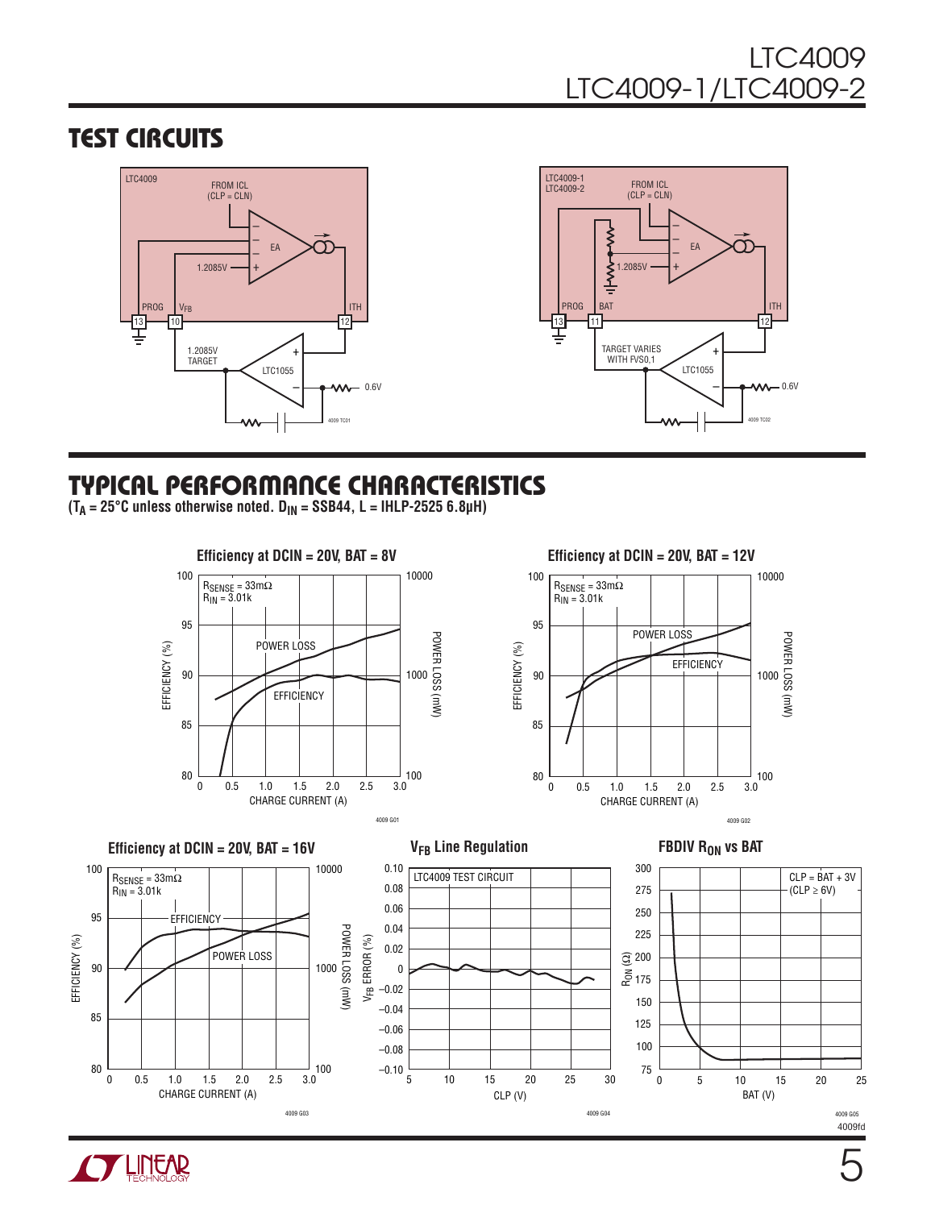## TEST CIRCUITS

LTC4009

FROM ICL (CLP = CLN)

EA

1.2085V

PROG $V_{FB}$ ITH

13 10 12

1.2085V TARGET

LTC1055

0.6V

4009 TC01

LTC4009-1
LTC4009-2

FROM ICL (CLP = CLN)

EA

1.2085V

PROG BAT ITH

13 11 12

TARGET VARIES WITH FVS0.1

LTC1055

0.6V

4009 TC02

## TYPICAL PERFORMANCE CHARACTERISTICS

**($T_A$ = 25°C unless otherwise noted. $D_{IN}$ = SSB44, L = IHLP-2525 6.8µH)**

**Efficiency at DCIN = 20V, BAT = 8V**

$R_{SENSE}$ = 33mΩ
$R_{IN}$ = 3.01k

EFFICIENCY (%) — POWER LOSS (mW) — CHARGE CURRENT (A)

4009 G01

**Efficiency at DCIN = 20V, BAT = 12V**

$R_{SENSE}$ = 33mΩ
$R_{IN}$ = 3.01k

EFFICIENCY (%) — POWER LOSS (mW) — CHARGE CURRENT (A)

4009 G02

**Efficiency at DCIN = 20V, BAT = 16V**

$R_{SENSE}$ = 33mΩ
$R_{IN}$ = 3.01k

EFFICIENCY (%) — POWER LOSS (mW) — CHARGE CURRENT (A)

4009 G03

**$V_{FB}$ Line Regulation**

LTC4009 TEST CIRCUIT

$V_{FB}$ ERROR (%) — CLP (V)

4009 G04

**FBDIV $R_{ON}$ vs BAT**

CLP = BAT + 3V (CLP ≥ 6V)

$R_{ON}$ (Ω) — BAT (V)

4009 G05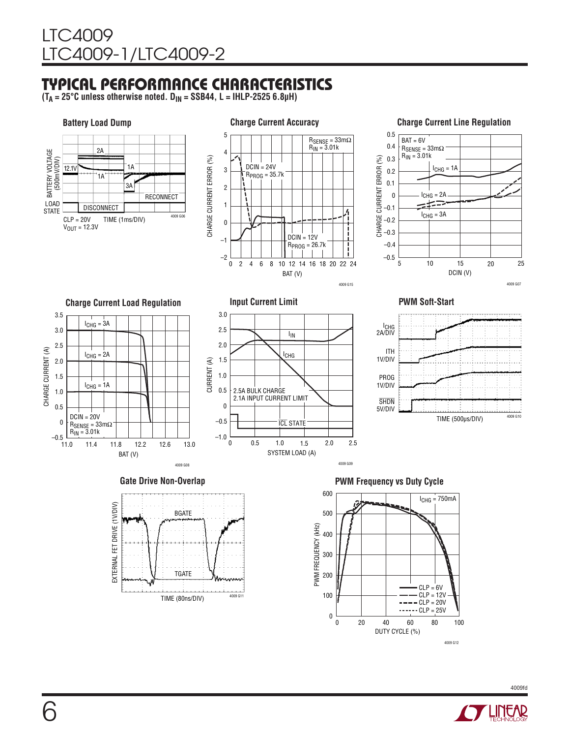## TYPICAL PERFORMANCE CHARACTERISTICS

**($T_A$ = 25°C unless otherwise noted. $D_{IN}$ = SSB44, L = IHLP-2525 6.8µH)**

**Battery Load Dump**

BATTERY VOLTAGE (500mV/DIV); LOAD STATE; 12.1V; 2A; 1A; 1A; 3A; DISCONNECT; RECONNECT; CLP = 20V; $V_{OUT}$ = 12.3V; TIME (1ms/DIV)

4009 G06

**Charge Current Accuracy**

CHARGE CURRENT ERROR (%) vs BAT (V); $R_{SENSE}$ = 33mΩ; $R_{IN}$ = 3.01k; DCIN = 24V, $R_{PROG}$ = 35.7k; DCIN = 12V, $R_{PROG}$ = 26.7k

4009 G15

**Charge Current Line Regulation**

CHARGE CURRENT ERROR (%) vs DCIN (V); BAT = 6V; $R_{SENSE}$ = 33mΩ; $R_{IN}$ = 3.01k; $I_{CHG}$ = 1A; $I_{CHG}$ = 2A; $I_{CHG}$ = 3A

4009 G07

**Charge Current Load Regulation**

CHARGE CURRENT (A) vs BAT (V); $I_{CHG}$ = 3A; $I_{CHG}$ = 2A; $I_{CHG}$ = 1A; DCIN = 20V; $R_{SENSE}$ = 33mΩ; $R_{IN}$ = 3.01k

4009 G08

**Input Current Limit**

CURRENT (A) vs SYSTEM LOAD (A); $I_{IN}$; $I_{CHG}$; 2.5A BULK CHARGE; 2.1A INPUT CURRENT LIMIT; $\overline{ICL}$ STATE

4009 G09

**PWM Soft-Start**

$I_{CHG}$ 2A/DIV; ITH 1V/DIV; PROG 1V/DIV; $\overline{SHDN}$ 5V/DIV; TIME (500µs/DIV)

4009 G10

**Gate Drive Non-Overlap**

EXTERNAL FET DRIVE (1V/DIV); BGATE; TGATE; TIME (80ns/DIV)

4009 G11

**PWM Frequency vs Duty Cycle**

PWM FREQUENCY (kHz) vs DUTY CYCLE (%); $I_{CHG}$ = 750mA; CLP = 6V; CLP = 12V; CLP = 20V; CLP = 25V

4009 G12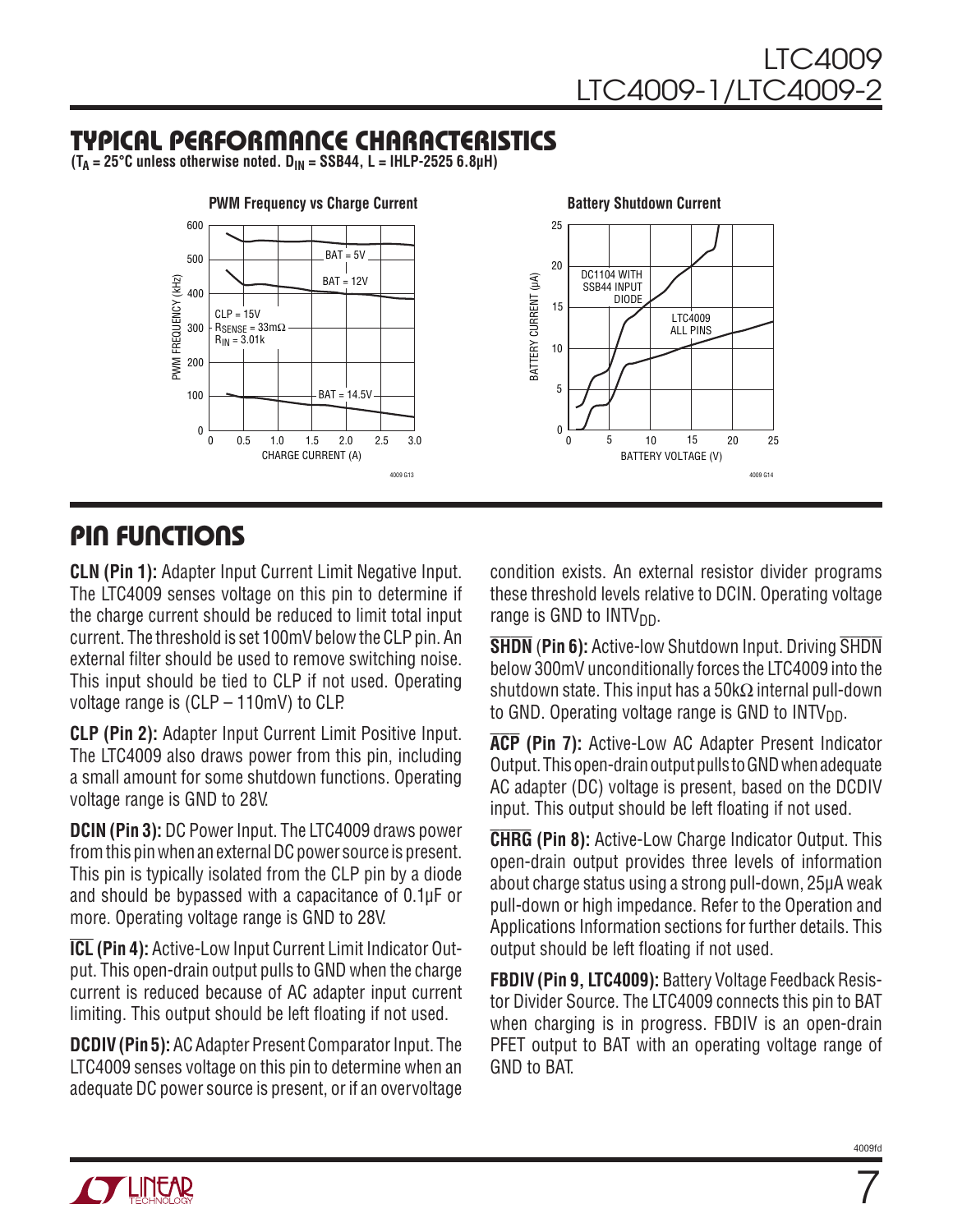## TYPICAL PERFORMANCE CHARACTERISTICS

**($T_A$ = 25°C unless otherwise noted. $D_{IN}$ = SSB44, L = IHLP-2525 6.8µH)**

**PWM Frequency vs Charge Current**

**Battery Shutdown Current**

## PIN FUNCTIONS

**CLN (Pin 1):** Adapter Input Current Limit Negative Input. The LTC4009 senses voltage on this pin to determine if the charge current should be reduced to limit total input current. The threshold is set 100mV below the CLP pin. An external filter should be used to remove switching noise. This input should be tied to CLP if not used. Operating voltage range is (CLP – 110mV) to CLP.

**CLP (Pin 2):** Adapter Input Current Limit Positive Input. The LTC4009 also draws power from this pin, including a small amount for some shutdown functions. Operating voltage range is GND to 28V.

**DCIN (Pin 3):** DC Power Input. The LTC4009 draws power from this pin when an external DC power source is present. This pin is typically isolated from the CLP pin by a diode and should be bypassed with a capacitance of 0.1µF or more. Operating voltage range is GND to 28V.

**$\overline{\text{ICL}}$ (Pin 4):** Active-Low Input Current Limit Indicator Output. This open-drain output pulls to GND when the charge current is reduced because of AC adapter input current limiting. This output should be left floating if not used.

**DCDIV (Pin 5):** AC Adapter Present Comparator Input. The LTC4009 senses voltage on this pin to determine when an adequate DC power source is present, or if an overvoltage condition exists. An external resistor divider programs these threshold levels relative to DCIN. Operating voltage range is GND to $INTV_{DD}$.

**$\overline{\text{SHDN}}$ (Pin 6):** Active-low Shutdown Input. Driving $\overline{\text{SHDN}}$ below 300mV unconditionally forces the LTC4009 into the shutdown state. This input has a 50kΩ internal pull-down to GND. Operating voltage range is GND to $INTV_{DD}$.

**$\overline{\text{ACP}}$ (Pin 7):** Active-Low AC Adapter Present Indicator Output. This open-drain output pulls to GND when adequate AC adapter (DC) voltage is present, based on the DCDIV input. This output should be left floating if not used.

**$\overline{\text{CHRG}}$ (Pin 8):** Active-Low Charge Indicator Output. This open-drain output provides three levels of information about charge status using a strong pull-down, 25µA weak pull-down or high impedance. Refer to the Operation and Applications Information sections for further details. This output should be left floating if not used.

**FBDIV (Pin 9, LTC4009):** Battery Voltage Feedback Resistor Divider Source. The LTC4009 connects this pin to BAT when charging is in progress. FBDIV is an open-drain PFET output to BAT with an operating voltage range of GND to BAT.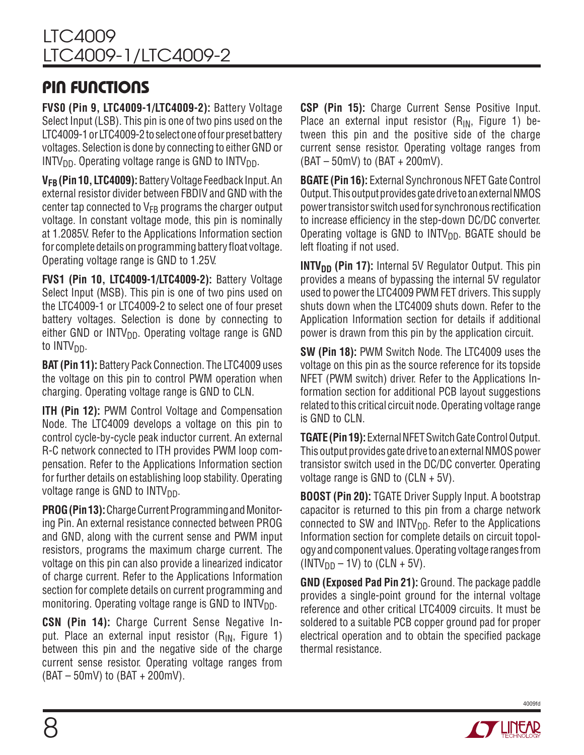## PIN FUNCTIONS

**FVS0 (Pin 9, LTC4009-1/LTC4009-2):** Battery Voltage Select Input (LSB). This pin is one of two pins used on the LTC4009-1 or LTC4009-2 to select one of four preset battery voltages. Selection is done by connecting to either GND or $INTV_{DD}$. Operating voltage range is GND to $INTV_{DD}$.

**$V_{FB}$ (Pin 10, LTC4009):** Battery Voltage Feedback Input. An external resistor divider between FBDIV and GND with the center tap connected to $V_{FB}$ programs the charger output voltage. In constant voltage mode, this pin is nominally at 1.2085V. Refer to the Applications Information section for complete details on programming battery float voltage. Operating voltage range is GND to 1.25V.

**FVS1 (Pin 10, LTC4009-1/LTC4009-2):** Battery Voltage Select Input (MSB). This pin is one of two pins used on the LTC4009-1 or LTC4009-2 to select one of four preset battery voltages. Selection is done by connecting to either GND or $INTV_{DD}$. Operating voltage range is GND to $INTV_{DD}$.

**BAT (Pin 11):** Battery Pack Connection. The LTC4009 uses the voltage on this pin to control PWM operation when charging. Operating voltage range is GND to CLN.

**ITH (Pin 12):** PWM Control Voltage and Compensation Node. The LTC4009 develops a voltage on this pin to control cycle-by-cycle peak inductor current. An external R-C network connected to ITH provides PWM loop compensation. Refer to the Applications Information section for further details on establishing loop stability. Operating voltage range is GND to $INTV_{DD}$.

**PROG (Pin 13):** Charge Current Programming and Monitoring Pin. An external resistance connected between PROG and GND, along with the current sense and PWM input resistors, programs the maximum charge current. The voltage on this pin can also provide a linearized indicator of charge current. Refer to the Applications Information section for complete details on current programming and monitoring. Operating voltage range is GND to $INTV_{DD}$.

**CSN (Pin 14):** Charge Current Sense Negative Input. Place an external input resistor ($R_{IN}$, Figure 1) between this pin and the negative side of the charge current sense resistor. Operating voltage ranges from (BAT – 50mV) to (BAT + 200mV).

**CSP (Pin 15):** Charge Current Sense Positive Input. Place an external input resistor ($R_{IN}$, Figure 1) between this pin and the positive side of the charge current sense resistor. Operating voltage ranges from (BAT – 50mV) to (BAT + 200mV).

**BGATE (Pin 16):** External Synchronous NFET Gate Control Output. This output provides gate drive to an external NMOS power transistor switch used for synchronous rectification to increase efficiency in the step-down DC/DC converter. Operating voltage is GND to $INTV_{DD}$. BGATE should be left floating if not used.

**$INTV_{DD}$ (Pin 17):** Internal 5V Regulator Output. This pin provides a means of bypassing the internal 5V regulator used to power the LTC4009 PWM FET drivers. This supply shuts down when the LTC4009 shuts down. Refer to the Application Information section for details if additional power is drawn from this pin by the application circuit.

**SW (Pin 18):** PWM Switch Node. The LTC4009 uses the voltage on this pin as the source reference for its topside NFET (PWM switch) driver. Refer to the Applications Information section for additional PCB layout suggestions related to this critical circuit node. Operating voltage range is GND to CLN.

**TGATE (Pin 19):** External NFET Switch Gate Control Output. This output provides gate drive to an external NMOS power transistor switch used in the DC/DC converter. Operating voltage range is GND to (CLN + 5V).

**BOOST (Pin 20):** TGATE Driver Supply Input. A bootstrap capacitor is returned to this pin from a charge network connected to SW and $INTV_{DD}$. Refer to the Applications Information section for complete details on circuit topology and component values. Operating voltage ranges from ($INTV_{DD}$ – 1V) to (CLN + 5V).

**GND (Exposed Pad Pin 21):** Ground. The package paddle provides a single-point ground for the internal voltage reference and other critical LTC4009 circuits. It must be soldered to a suitable PCB copper ground pad for proper electrical operation and to obtain the specified package thermal resistance.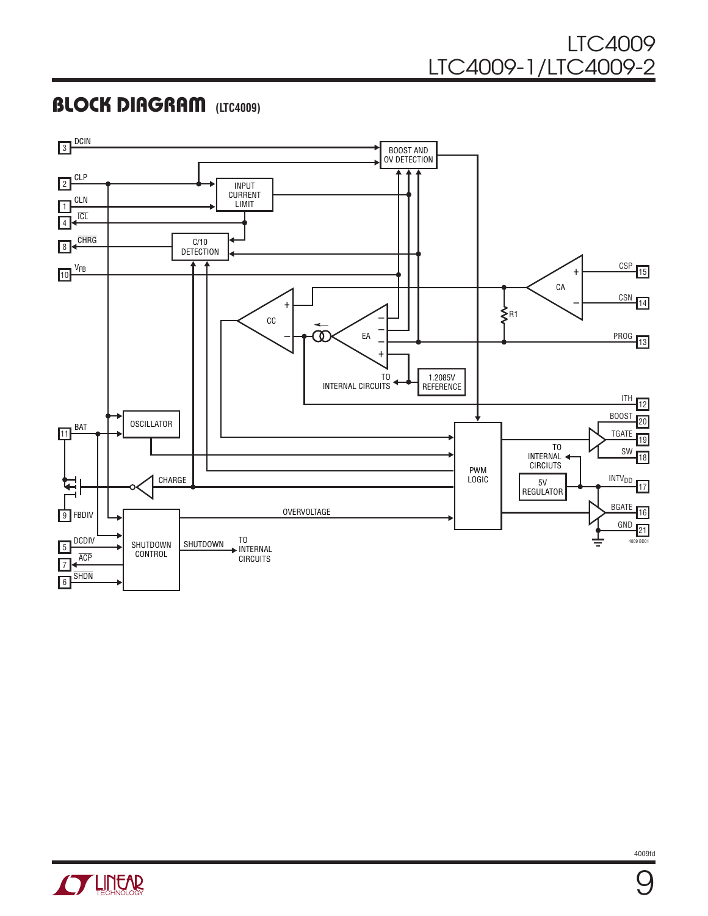## BLOCK DIAGRAM (LTC4009)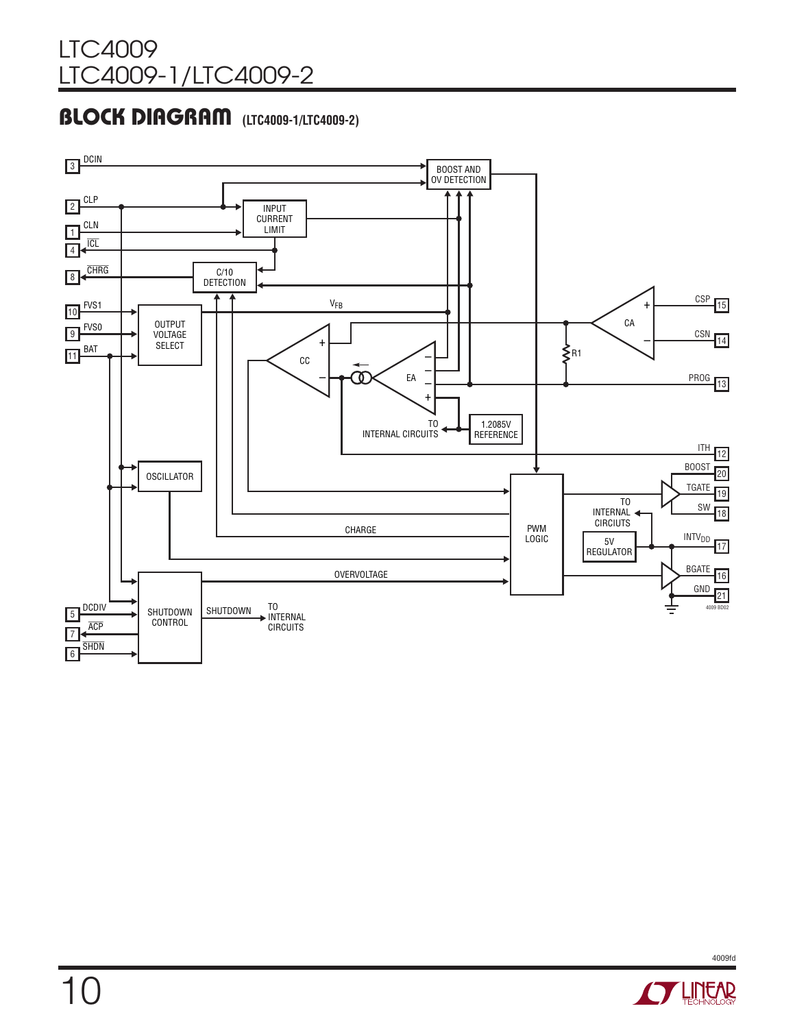## BLOCK DIAGRAM (LTC4009-1/LTC4009-2)

3 DCIN
2 CLP
1 CLN
4 $\overline{ICL}$
8 $\overline{CHRG}$
10 FVS1
9 FVS0
11 BAT
5 DCDIV
7 $\overline{ACP}$
6 $\overline{SHDN}$

BOOST AND OV DETECTION

INPUT CURRENT LIMIT

C/10 DETECTION

OUTPUT VOLTAGE SELECT

$V_{FB}$

CC

EA

CA

R1

TO INTERNAL CIRCUITS

1.2085V REFERENCE

OSCILLATOR

CHARGE

OVERVOLTAGE

PWM LOGIC

SHUTDOWN CONTROL

SHUTDOWN

TO INTERNAL CIRCUITS

TO INTERNAL CIRCUITS

5V REGULATOR

CSP 15
CSN 14
PROG 13
ITH 12
BOOST 20
TGATE 19
SW 18
$INTV_{DD}$ 17
BGATE 16
GND 21

4009 BD02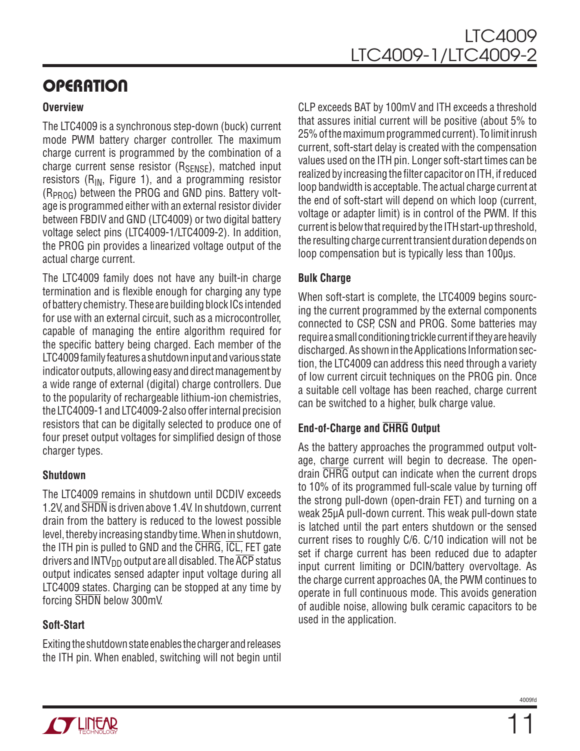## OPERATION

### Overview

The LTC4009 is a synchronous step-down (buck) current mode PWM battery charger controller. The maximum charge current is programmed by the combination of a charge current sense resistor ($R_{SENSE}$), matched input resistors ($R_{IN}$, Figure 1), and a programming resistor ($R_{PROG}$) between the PROG and GND pins. Battery voltage is programmed either with an external resistor divider between FBDIV and GND (LTC4009) or two digital battery voltage select pins (LTC4009-1/LTC4009-2). In addition, the PROG pin provides a linearized voltage output of the actual charge current.

The LTC4009 family does not have any built-in charge termination and is flexible enough for charging any type of battery chemistry. These are building block ICs intended for use with an external circuit, such as a microcontroller, capable of managing the entire algorithm required for the specific battery being charged. Each member of the LTC4009 family features a shutdown input and various state indicator outputs, allowing easy and direct management by a wide range of external (digital) charge controllers. Due to the popularity of rechargeable lithium-ion chemistries, the LTC4009-1 and LTC4009-2 also offer internal precision resistors that can be digitally selected to produce one of four preset output voltages for simplified design of those charger types.

### Shutdown

The LTC4009 remains in shutdown until DCDIV exceeds 1.2V, and $\overline{\text{SHDN}}$ is driven above 1.4V. In shutdown, current drain from the battery is reduced to the lowest possible level, thereby increasing standby time. When in shutdown, the ITH pin is pulled to GND and the $\overline{\text{CHRG}}$, $\overline{\text{ICL}}$, FET gate drivers and $INTV_{DD}$ output are all disabled. The $\overline{\text{ACP}}$ status output indicates sensed adapter input voltage during all LTC4009 states. Charging can be stopped at any time by forcing $\overline{\text{SHDN}}$ below 300mV.

### Soft-Start

Exiting the shutdown state enables the charger and releases the ITH pin. When enabled, switching will not begin until CLP exceeds BAT by 100mV and ITH exceeds a threshold that assures initial current will be positive (about 5% to 25% of the maximum programmed current). To limit inrush current, soft-start delay is created with the compensation values used on the ITH pin. Longer soft-start times can be realized by increasing the filter capacitor on ITH, if reduced loop bandwidth is acceptable. The actual charge current at the end of soft-start will depend on which loop (current, voltage or adapter limit) is in control of the PWM. If this current is below that required by the ITH start-up threshold, the resulting charge current transient duration depends on loop compensation but is typically less than 100µs.

### Bulk Charge

When soft-start is complete, the LTC4009 begins sourcing the current programmed by the external components connected to CSP, CSN and PROG. Some batteries may require a small conditioning trickle current if they are heavily discharged. As shown in the Applications Information section, the LTC4009 can address this need through a variety of low current circuit techniques on the PROG pin. Once a suitable cell voltage has been reached, charge current can be switched to a higher, bulk charge value.

### End-of-Charge and $\overline{\text{CHRG}}$ Output

As the battery approaches the programmed output voltage, charge current will begin to decrease. The open-drain $\overline{\text{CHRG}}$ output can indicate when the current drops to 10% of its programmed full-scale value by turning off the strong pull-down (open-drain FET) and turning on a weak 25µA pull-down current. This weak pull-down state is latched until the part enters shutdown or the sensed current rises to roughly C/6. C/10 indication will not be set if charge current has been reduced due to adapter input current limiting or DCIN/battery overvoltage. As the charge current approaches 0A, the PWM continues to operate in full continuous mode. This avoids generation of audible noise, allowing bulk ceramic capacitors to be used in the application.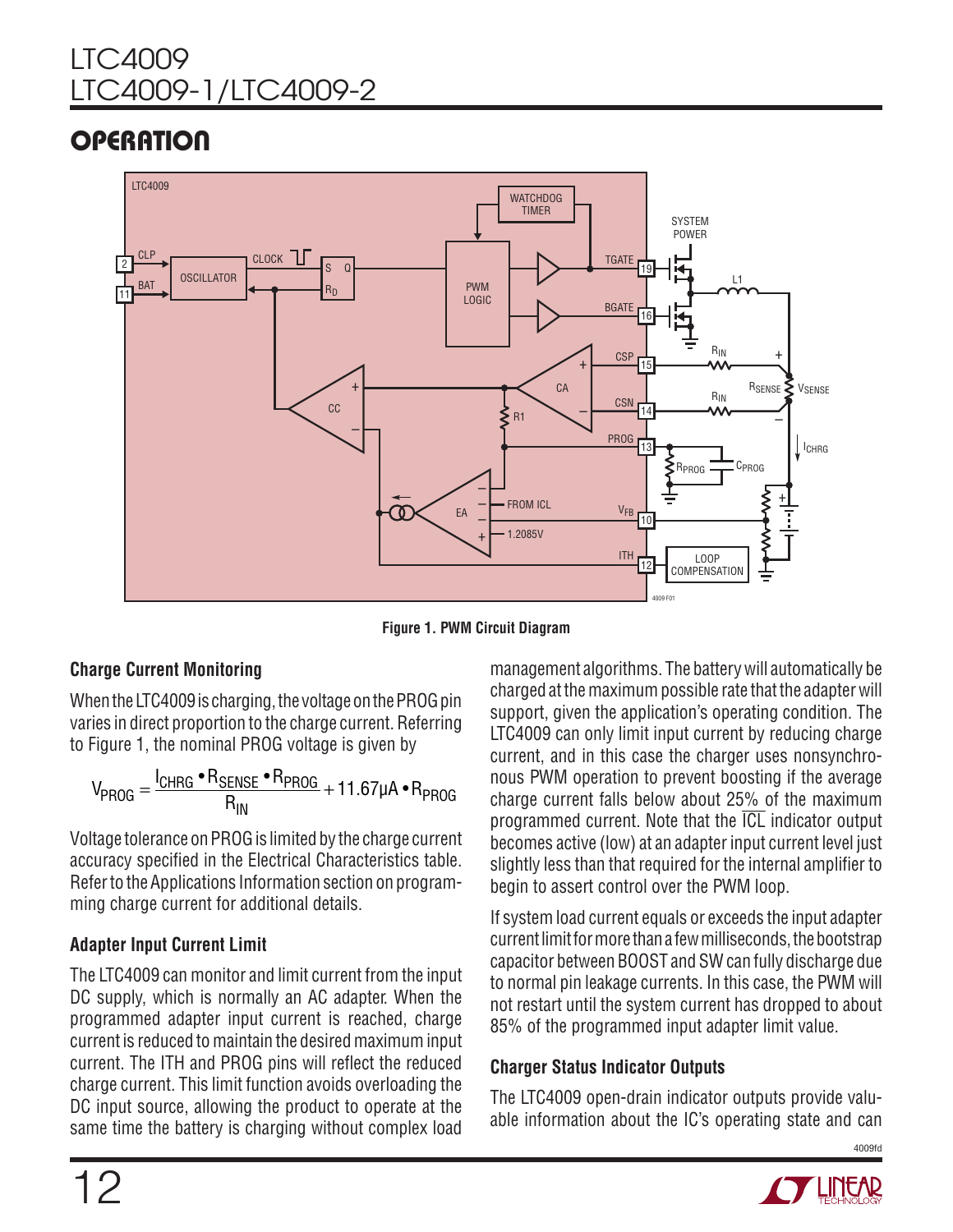## OPERATION

Figure 1. PWM Circuit Diagram

### Charge Current Monitoring

When the LTC4009 is charging, the voltage on the PROG pin varies in direct proportion to the charge current. Referring to Figure 1, the nominal PROG voltage is given by

$$V_{PROG} = \frac{I_{CHRG} \cdot R_{SENSE} \cdot R_{PROG}}{R_{IN}} + 11.67\mu A \cdot R_{PROG}$$

Voltage tolerance on PROG is limited by the charge current accuracy specified in the Electrical Characteristics table. Refer to the Applications Information section on programming charge current for additional details.

### Adapter Input Current Limit

The LTC4009 can monitor and limit current from the input DC supply, which is normally an AC adapter. When the programmed adapter input current is reached, charge current is reduced to maintain the desired maximum input current. The ITH and PROG pins will reflect the reduced charge current. This limit function avoids overloading the DC input source, allowing the product to operate at the same time the battery is charging without complex load management algorithms. The battery will automatically be charged at the maximum possible rate that the adapter will support, given the application's operating condition. The LTC4009 can only limit input current by reducing charge current, and in this case the charger uses nonsynchronous PWM operation to prevent boosting if the average charge current falls below about 25% of the maximum programmed current. Note that the $\overline{ICL}$ indicator output becomes active (low) at an adapter input current level just slightly less than that required for the internal amplifier to begin to assert control over the PWM loop.

If system load current equals or exceeds the input adapter current limit for more than a few milliseconds, the bootstrap capacitor between BOOST and SW can fully discharge due to normal pin leakage currents. In this case, the PWM will not restart until the system current has dropped to about 85% of the programmed input adapter limit value.

### Charger Status Indicator Outputs

The LTC4009 open-drain indicator outputs provide valuable information about the IC's operating state and can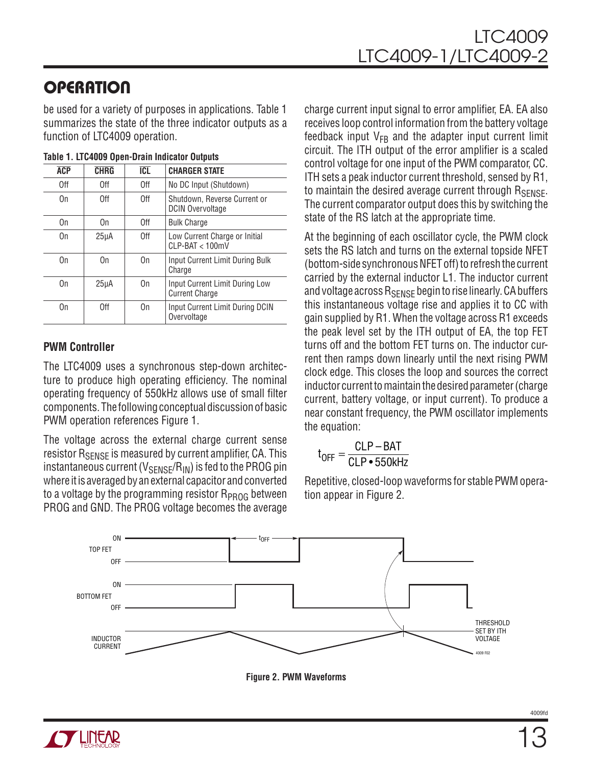## OPERATION

be used for a variety of purposes in applications. Table 1 summarizes the state of the three indicator outputs as a function of LTC4009 operation.

**Table 1. LTC4009 Open-Drain Indicator Outputs**

| ACP | CHRG | ICL | CHARGER STATE |
|---|---|---|---|
| Off | Off | Off | No DC Input (Shutdown) |
| On | Off | Off | Shutdown, Reverse Current or DCIN Overvoltage |
| On | On | Off | Bulk Charge |
| On | 25μA | Off | Low Current Charge or Initial CLP-BAT < 100mV |
| On | On | On | Input Current Limit During Bulk Charge |
| On | 25μA | On | Input Current Limit During Low Current Charge |
| On | Off | On | Input Current Limit During DCIN Overvoltage |

### PWM Controller

The LTC4009 uses a synchronous step-down architecture to produce high operating efficiency. The nominal operating frequency of 550kHz allows use of small filter components. The following conceptual discussion of basic PWM operation references Figure 1.

The voltage across the external charge current sense resistor $R_{SENSE}$ is measured by current amplifier, CA. This instantaneous current ($V_{SENSE}/R_{IN}$) is fed to the PROG pin where it is averaged by an external capacitor and converted to a voltage by the programming resistor $R_{PROG}$ between PROG and GND. The PROG voltage becomes the average charge current input signal to error amplifier, EA. EA also receives loop control information from the battery voltage feedback input $V_{FB}$ and the adapter input current limit circuit. The ITH output of the error amplifier is a scaled control voltage for one input of the PWM comparator, CC. ITH sets a peak inductor current threshold, sensed by R1, to maintain the desired average current through $R_{SENSE}$. The current comparator output does this by switching the state of the RS latch at the appropriate time.

At the beginning of each oscillator cycle, the PWM clock sets the RS latch and turns on the external topside NFET (bottom-side synchronous NFET off) to refresh the current carried by the external inductor L1. The inductor current and voltage across $R_{SENSE}$ begin to rise linearly. CA buffers this instantaneous voltage rise and applies it to CC with gain supplied by R1. When the voltage across R1 exceeds the peak level set by the ITH output of EA, the top FET turns off and the bottom FET turns on. The inductor current then ramps down linearly until the next rising PWM clock edge. This closes the loop and sources the correct inductor current to maintain the desired parameter (charge current, battery voltage, or input current). To produce a near constant frequency, the PWM oscillator implements the equation:

$$t_{OFF} = \frac{CLP - BAT}{CLP \bullet 550kHz}$$

Repetitive, closed-loop waveforms for stable PWM operation appear in Figure 2.

**Figure 2. PWM Waveforms**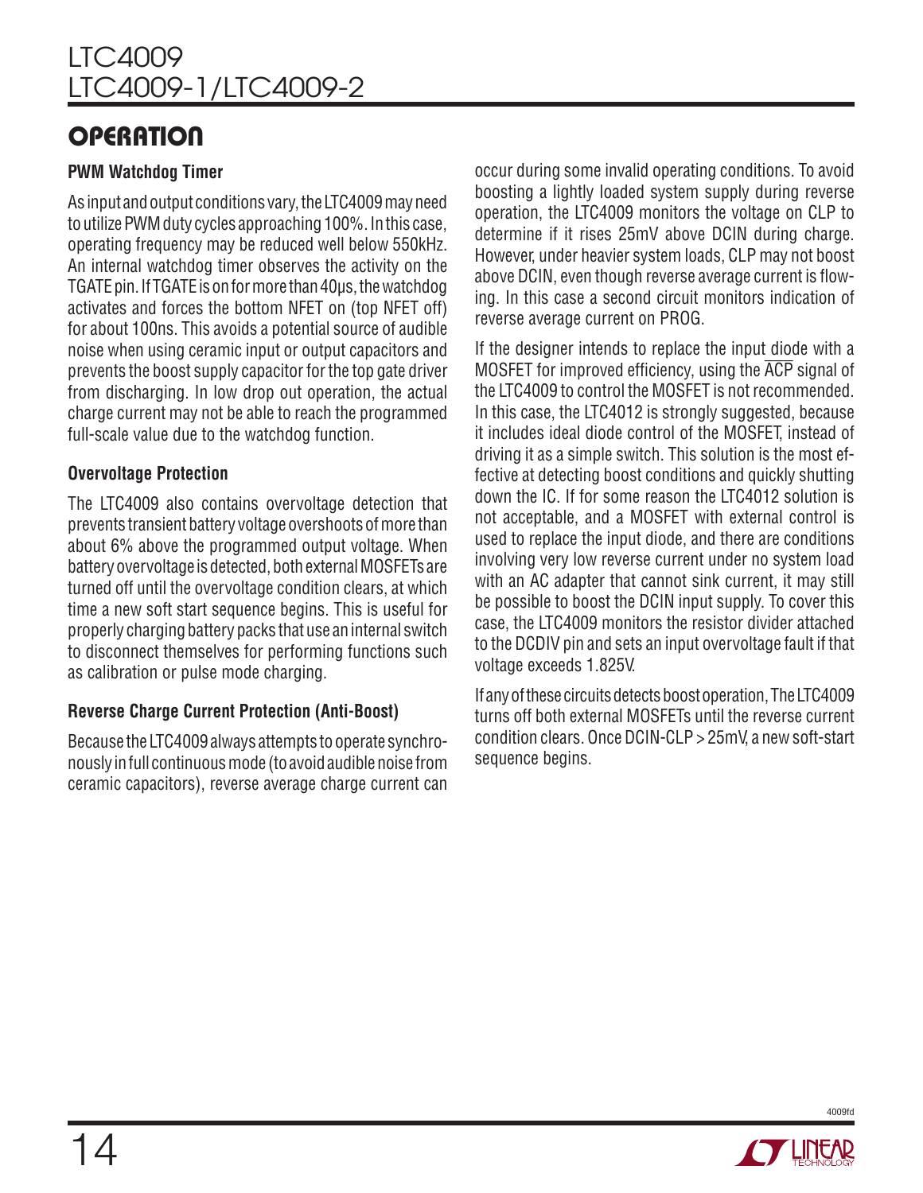## OPERATION

### PWM Watchdog Timer

As input and output conditions vary, the LTC4009 may need to utilize PWM duty cycles approaching 100%. In this case, operating frequency may be reduced well below 550kHz. An internal watchdog timer observes the activity on the TGATE pin. If TGATE is on for more than 40µs, the watchdog activates and forces the bottom NFET on (top NFET off) for about 100ns. This avoids a potential source of audible noise when using ceramic input or output capacitors and prevents the boost supply capacitor for the top gate driver from discharging. In low drop out operation, the actual charge current may not be able to reach the programmed full-scale value due to the watchdog function.

### Overvoltage Protection

The LTC4009 also contains overvoltage detection that prevents transient battery voltage overshoots of more than about 6% above the programmed output voltage. When battery overvoltage is detected, both external MOSFETs are turned off until the overvoltage condition clears, at which time a new soft start sequence begins. This is useful for properly charging battery packs that use an internal switch to disconnect themselves for performing functions such as calibration or pulse mode charging.

### Reverse Charge Current Protection (Anti-Boost)

Because the LTC4009 always attempts to operate synchronously in full continuous mode (to avoid audible noise from ceramic capacitors), reverse average charge current can occur during some invalid operating conditions. To avoid boosting a lightly loaded system supply during reverse operation, the LTC4009 monitors the voltage on CLP to determine if it rises 25mV above DCIN during charge. However, under heavier system loads, CLP may not boost above DCIN, even though reverse average current is flowing. In this case a second circuit monitors indication of reverse average current on PROG.

If the designer intends to replace the input diode with a MOSFET for improved efficiency, using the $\overline{ACP}$ signal of the LTC4009 to control the MOSFET is not recommended. In this case, the LTC4012 is strongly suggested, because it includes ideal diode control of the MOSFET, instead of driving it as a simple switch. This solution is the most effective at detecting boost conditions and quickly shutting down the IC. If for some reason the LTC4012 solution is not acceptable, and a MOSFET with external control is used to replace the input diode, and there are conditions involving very low reverse current under no system load with an AC adapter that cannot sink current, it may still be possible to boost the DCIN input supply. To cover this case, the LTC4009 monitors the resistor divider attached to the DCDIV pin and sets an input overvoltage fault if that voltage exceeds 1.825V.

If any of these circuits detects boost operation, The LTC4009 turns off both external MOSFETs until the reverse current condition clears. Once DCIN-CLP > 25mV, a new soft-start sequence begins.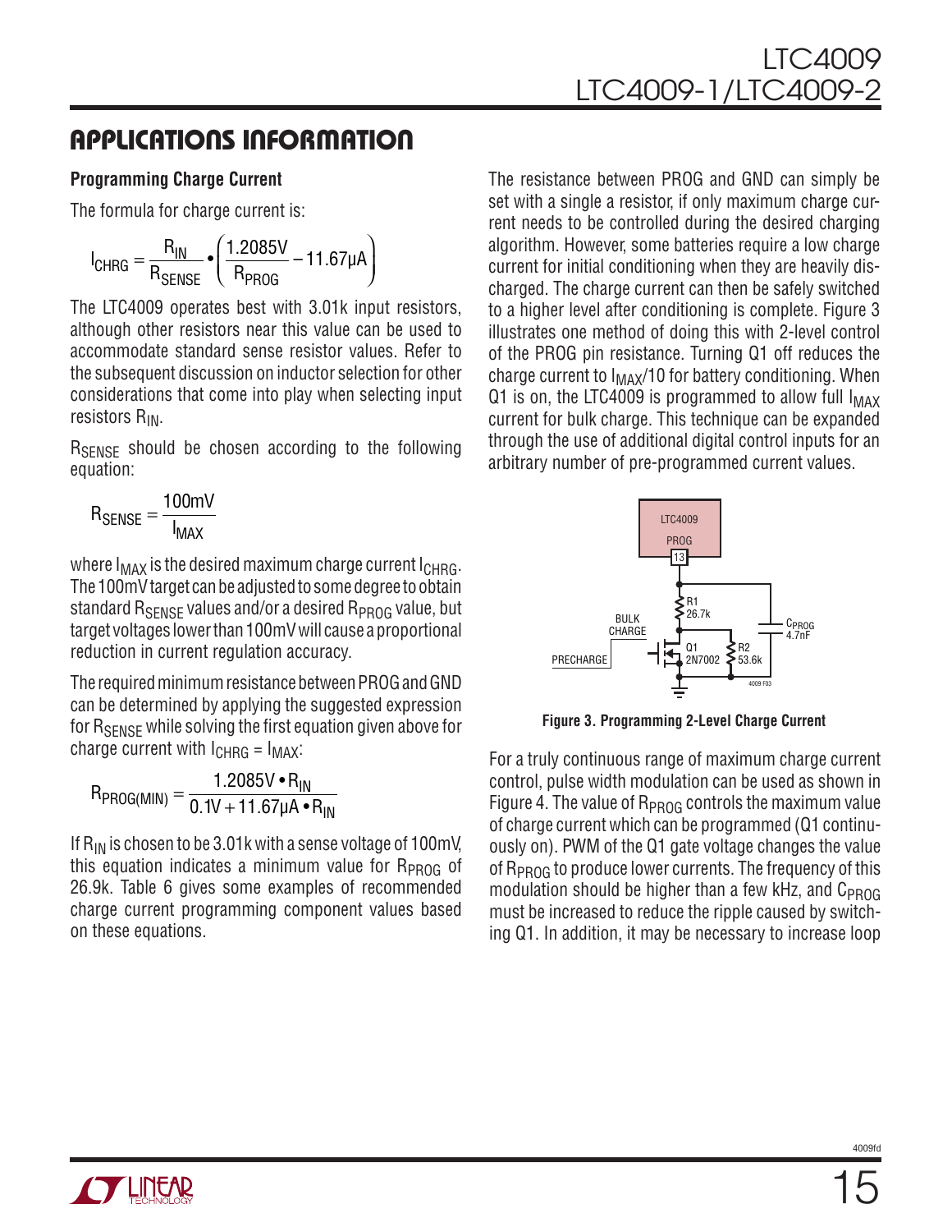## APPLICATIONS INFORMATION

### Programming Charge Current

The formula for charge current is:

$$I_{CHRG} = \frac{R_{IN}}{R_{SENSE}} \bullet \left( \frac{1.2085V}{R_{PROG}} - 11.67\mu A \right)$$

The LTC4009 operates best with 3.01k input resistors, although other resistors near this value can be used to accommodate standard sense resistor values. Refer to the subsequent discussion on inductor selection for other considerations that come into play when selecting input resistors $R_{IN}$.

$R_{SENSE}$ should be chosen according to the following equation:

$$R_{SENSE} = \frac{100mV}{I_{MAX}}$$

where $I_{MAX}$ is the desired maximum charge current $I_{CHRG}$. The 100mV target can be adjusted to some degree to obtain standard $R_{SENSE}$ values and/or a desired $R_{PROG}$ value, but target voltages lower than 100mV will cause a proportional reduction in current regulation accuracy.

The required minimum resistance between PROG and GND can be determined by applying the suggested expression for $R_{SENSE}$ while solving the first equation given above for charge current with $I_{CHRG} = I_{MAX}$:

$$R_{PROG(MIN)} = \frac{1.2085V \bullet R_{IN}}{0.1V + 11.67\mu A \bullet R_{IN}}$$

If $R_{IN}$ is chosen to be 3.01k with a sense voltage of 100mV, this equation indicates a minimum value for $R_{PROG}$ of 26.9k. Table 6 gives some examples of recommended charge current programming component values based on these equations.

The resistance between PROG and GND can simply be set with a single a resistor, if only maximum charge current needs to be controlled during the desired charging algorithm. However, some batteries require a low charge current for initial conditioning when they are heavily discharged. The charge current can then be safely switched to a higher level after conditioning is complete. Figure 3 illustrates one method of doing this with 2-level control of the PROG pin resistance. Turning Q1 off reduces the charge current to $I_{MAX}/10$ for battery conditioning. When Q1 is on, the LTC4009 is programmed to allow full $I_{MAX}$ current for bulk charge. This technique can be expanded through the use of additional digital control inputs for an arbitrary number of pre-programmed current values.

**Figure 3. Programming 2-Level Charge Current**

For a truly continuous range of maximum charge current control, pulse width modulation can be used as shown in Figure 4. The value of $R_{PROG}$ controls the maximum value of charge current which can be programmed (Q1 continuously on). PWM of the Q1 gate voltage changes the value of $R_{PROG}$ to produce lower currents. The frequency of this modulation should be higher than a few kHz, and $C_{PROG}$ must be increased to reduce the ripple caused by switching Q1. In addition, it may be necessary to increase loop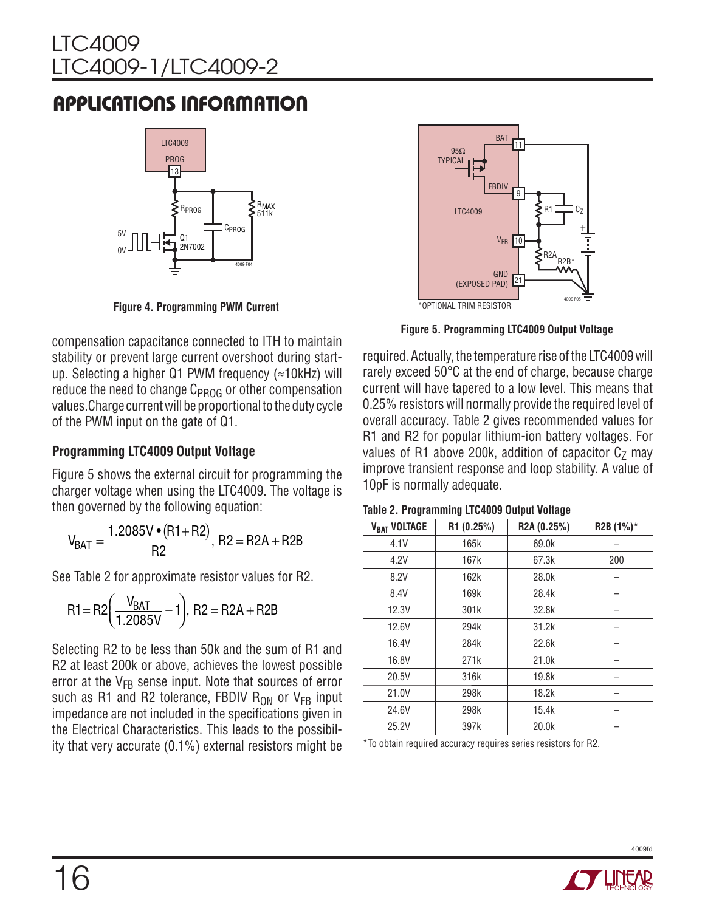## APPLICATIONS INFORMATION

Figure 4. Programming PWM Current

compensation capacitance connected to ITH to maintain stability or prevent large current overshoot during start-up. Selecting a higher Q1 PWM frequency (≈10kHz) will reduce the need to change $C_{PROG}$ or other compensation values. Charge current will be proportional to the duty cycle of the PWM input on the gate of Q1.

### Programming LTC4009 Output Voltage

Figure 5 shows the external circuit for programming the charger voltage when using the LTC4009. The voltage is then governed by the following equation:

$$V_{BAT} = \frac{1.2085V \cdot (R1 + R2)}{R2},\ R2 = R2A + R2B$$

See Table 2 for approximate resistor values for R2.

$$R1 = R2\left(\frac{V_{BAT}}{1.2085V} - 1\right),\ R2 = R2A + R2B$$

Selecting R2 to be less than 50k and the sum of R1 and R2 at least 200k or above, achieves the lowest possible error at the $V_{FB}$ sense input. Note that sources of error such as R1 and R2 tolerance, FBDIV $R_{ON}$ or $V_{FB}$ input impedance are not included in the specifications given in the Electrical Characteristics. This leads to the possibility that very accurate (0.1%) external resistors might be required. Actually, the temperature rise of the LTC4009 will rarely exceed 50°C at the end of charge, because charge current will have tapered to a low level. This means that 0.25% resistors will normally provide the required level of overall accuracy. Table 2 gives recommended values for R1 and R2 for popular lithium-ion battery voltages. For values of R1 above 200k, addition of capacitor $C_Z$ may improve transient response and loop stability. A value of 10pF is normally adequate.

*OPTIONAL TRIM RESISTOR

Figure 5. Programming LTC4009 Output Voltage

Table 2. Programming LTC4009 Output Voltage

| $V_{BAT}$ VOLTAGE | R1 (0.25%) | R2A (0.25%) | R2B (1%)* |
|---|---|---|---|
| 4.1V | 165k | 69.0k | – |
| 4.2V | 167k | 67.3k | 200 |
| 8.2V | 162k | 28.0k | – |
| 8.4V | 169k | 28.4k | – |
| 12.3V | 301k | 32.8k | – |
| 12.6V | 294k | 31.2k | – |
| 16.4V | 284k | 22.6k | – |
| 16.8V | 271k | 21.0k | – |
| 20.5V | 316k | 19.8k | – |
| 21.0V | 298k | 18.2k | – |
| 24.6V | 298k | 15.4k | – |
| 25.2V | 397k | 20.0k | – |

*To obtain required accuracy requires series resistors for R2.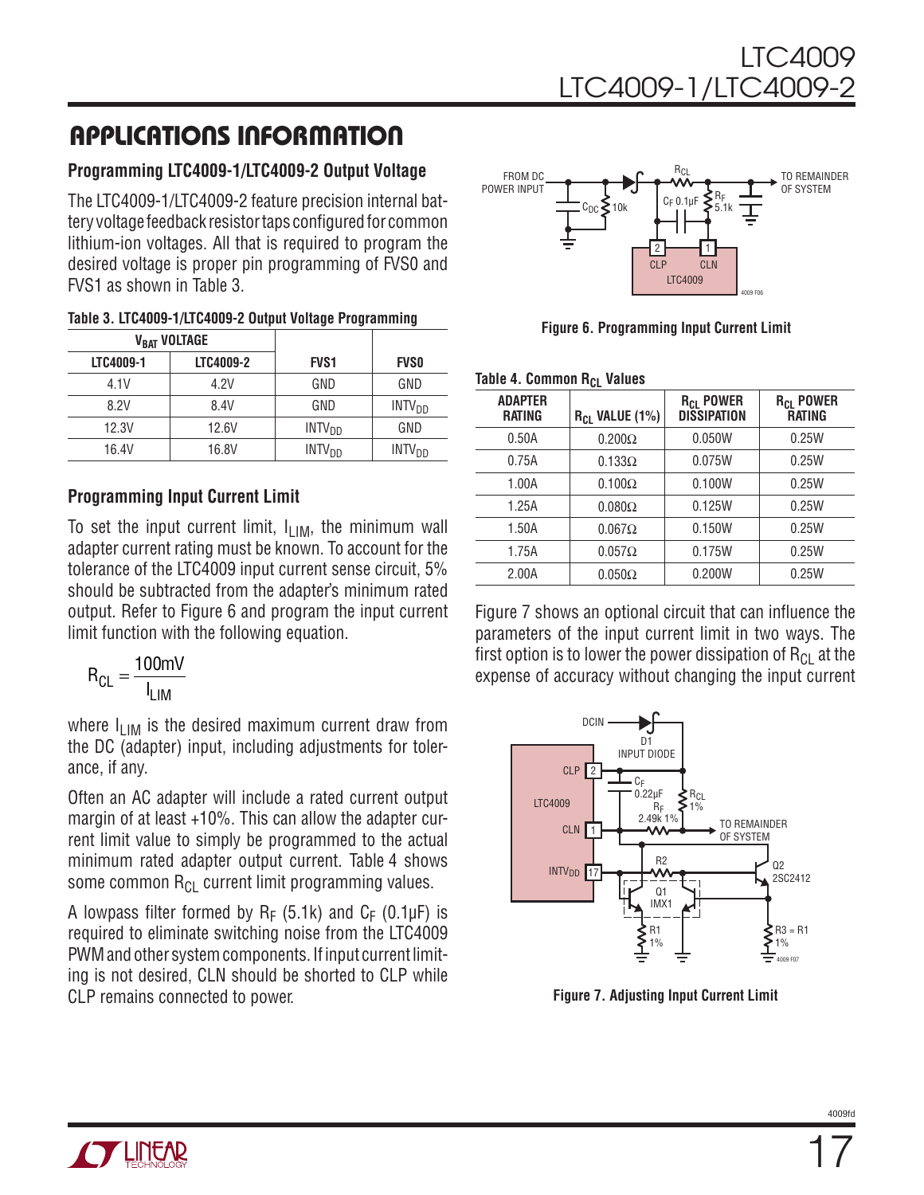## APPLICATIONS INFORMATION

### Programming LTC4009-1/LTC4009-2 Output Voltage

The LTC4009-1/LTC4009-2 feature precision internal battery voltage feedback resistor taps configured for common lithium-ion voltages. All that is required to program the desired voltage is proper pin programming of FVS0 and FVS1 as shown in Table 3.

**Table 3. LTC4009-1/LTC4009-2 Output Voltage Programming**

| $V_{BAT}$ VOLTAGE | | | |
|---|---|---|---|
| LTC4009-1 | LTC4009-2 | FVS1 | FVS0 |
| 4.1V | 4.2V | GND | GND |
| 8.2V | 8.4V | GND | $INTV_{DD}$ |
| 12.3V | 12.6V | $INTV_{DD}$ | GND |
| 16.4V | 16.8V | $INTV_{DD}$ | $INTV_{DD}$ |

### Programming Input Current Limit

To set the input current limit, $I_{LIM}$, the minimum wall adapter current rating must be known. To account for the tolerance of the LTC4009 input current sense circuit, 5% should be subtracted from the adapter's minimum rated output. Refer to Figure 6 and program the input current limit function with the following equation.

$$R_{CL} = \frac{100mV}{I_{LIM}}$$

where $I_{LIM}$ is the desired maximum current draw from the DC (adapter) input, including adjustments for tolerance, if any.

Often an AC adapter will include a rated current output margin of at least +10%. This can allow the adapter current limit value to simply be programmed to the actual minimum rated adapter output current. Table 4 shows some common $R_{CL}$ current limit programming values.

A lowpass filter formed by $R_F$ (5.1k) and $C_F$ (0.1µF) is required to eliminate switching noise from the LTC4009 PWM and other system components. If input current limiting is not desired, CLN should be shorted to CLP while CLP remains connected to power.

**Figure 6. Programming Input Current Limit**

**Table 4. Common $R_{CL}$ Values**

| ADAPTER RATING | $R_{CL}$ VALUE (1%) | $R_{CL}$ POWER DISSIPATION | $R_{CL}$ POWER RATING |
|---|---|---|---|
| 0.50A | 0.200Ω | 0.050W | 0.25W |
| 0.75A | 0.133Ω | 0.075W | 0.25W |
| 1.00A | 0.100Ω | 0.100W | 0.25W |
| 1.25A | 0.080Ω | 0.125W | 0.25W |
| 1.50A | 0.067Ω | 0.150W | 0.25W |
| 1.75A | 0.057Ω | 0.175W | 0.25W |
| 2.00A | 0.050Ω | 0.200W | 0.25W |

Figure 7 shows an optional circuit that can influence the parameters of the input current limit in two ways. The first option is to lower the power dissipation of $R_{CL}$ at the expense of accuracy without changing the input current

**Figure 7. Adjusting Input Current Limit**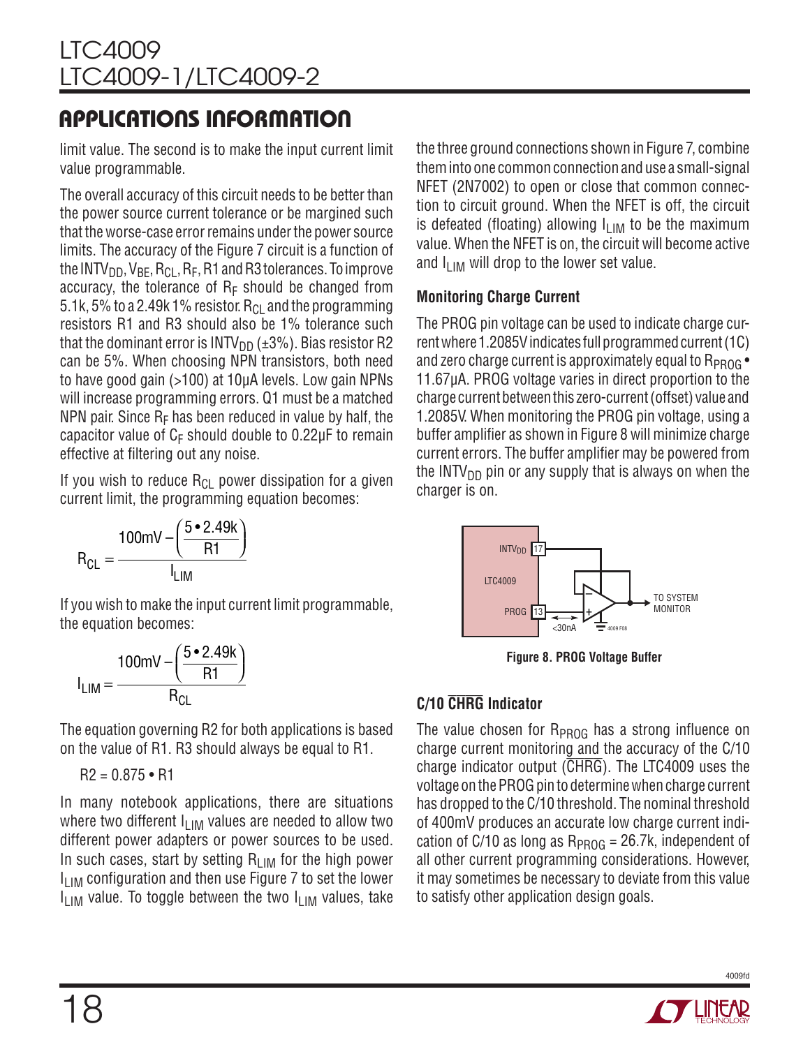## APPLICATIONS INFORMATION

limit value. The second is to make the input current limit value programmable.

The overall accuracy of this circuit needs to be better than the power source current tolerance or be margined such that the worse-case error remains under the power source limits. The accuracy of the Figure 7 circuit is a function of the $INTV_{DD}$, $V_{BE}$, $R_{CL}$, $R_F$, R1 and R3 tolerances. To improve accuracy, the tolerance of $R_F$ should be changed from 5.1k, 5% to a 2.49k 1% resistor. $R_{CL}$ and the programming resistors R1 and R3 should also be 1% tolerance such that the dominant error is $INTV_{DD}$ (±3%). Bias resistor R2 can be 5%. When choosing NPN transistors, both need to have good gain (>100) at 10µA levels. Low gain NPNs will increase programming errors. Q1 must be a matched NPN pair. Since $R_F$ has been reduced in value by half, the capacitor value of $C_F$ should double to 0.22µF to remain effective at filtering out any noise.

If you wish to reduce $R_{CL}$ power dissipation for a given current limit, the programming equation becomes:

$$R_{CL} = \frac{100mV - \left(\frac{5 \cdot 2.49k}{R1}\right)}{I_{LIM}}$$

If you wish to make the input current limit programmable, the equation becomes:

$$I_{LIM} = \frac{100mV - \left(\frac{5 \cdot 2.49k}{R1}\right)}{R_{CL}}$$

The equation governing R2 for both applications is based on the value of R1. R3 should always be equal to R1.

$$R2 = 0.875 \cdot R1$$

In many notebook applications, there are situations where two different $I_{LIM}$ values are needed to allow two different power adapters or power sources to be used. In such cases, start by setting $R_{LIM}$ for the high power $I_{LIM}$ configuration and then use Figure 7 to set the lower $I_{LIM}$ value. To toggle between the two $I_{LIM}$ values, take the three ground connections shown in Figure 7, combine them into one common connection and use a small-signal NFET (2N7002) to open or close that common connection to circuit ground. When the NFET is off, the circuit is defeated (floating) allowing $I_{LIM}$ to be the maximum value. When the NFET is on, the circuit will become active and $I_{LIM}$ will drop to the lower set value.

### Monitoring Charge Current

The PROG pin voltage can be used to indicate charge current where 1.2085V indicates full programmed current (1C) and zero charge current is approximately equal to $R_{PROG} \cdot 11.67µA$. PROG voltage varies in direct proportion to the charge current between this zero-current (offset) value and 1.2085V. When monitoring the PROG pin voltage, using a buffer amplifier as shown in Figure 8 will minimize charge current errors. The buffer amplifier may be powered from the $INTV_{DD}$ pin or any supply that is always on when the charger is on.

**Figure 8. PROG Voltage Buffer**

### C/10 $\overline{\text{CHRG}}$ Indicator

The value chosen for $R_{PROG}$ has a strong influence on charge current monitoring and the accuracy of the C/10 charge indicator output ($\overline{\text{CHRG}}$). The LTC4009 uses the voltage on the PROG pin to determine when charge current has dropped to the C/10 threshold. The nominal threshold of 400mV produces an accurate low charge current indication of C/10 as long as $R_{PROG}$ = 26.7k, independent of all other current programming considerations. However, it may sometimes be necessary to deviate from this value to satisfy other application design goals.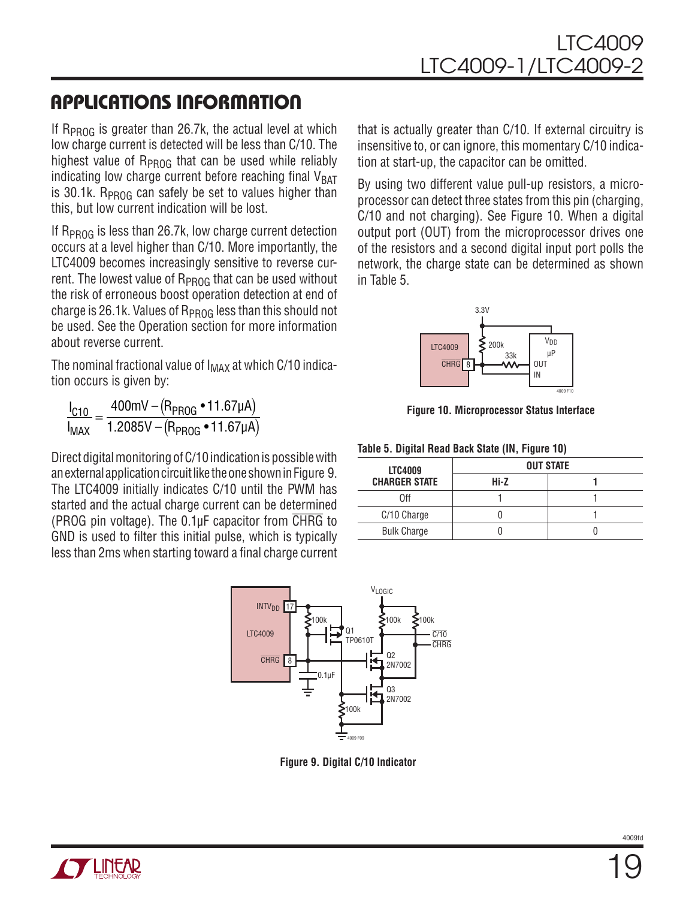## APPLICATIONS INFORMATION

If $R_{PROG}$ is greater than 26.7k, the actual level at which low charge current is detected will be less than C/10. The highest value of $R_{PROG}$ that can be used while reliably indicating low charge current before reaching final $V_{BAT}$ is 30.1k. $R_{PROG}$ can safely be set to values higher than this, but low current indication will be lost.

If $R_{PROG}$ is less than 26.7k, low charge current detection occurs at a level higher than C/10. More importantly, the LTC4009 becomes increasingly sensitive to reverse current. The lowest value of $R_{PROG}$ that can be used without the risk of erroneous boost operation detection at end of charge is 26.1k. Values of $R_{PROG}$ less than this should not be used. See the Operation section for more information about reverse current.

The nominal fractional value of $I_{MAX}$ at which C/10 indication occurs is given by:

$$\frac{I_{C10}}{I_{MAX}} = \frac{400\text{mV} - (R_{PROG} \bullet 11.67\mu\text{A})}{1.2085\text{V} - (R_{PROG} \bullet 11.67\mu\text{A})}$$

Direct digital monitoring of C/10 indication is possible with an external application circuit like the one shown in Figure 9. The LTC4009 initially indicates C/10 until the PWM has started and the actual charge current can be determined (PROG pin voltage). The 0.1µF capacitor from $\overline{\text{CHRG}}$ to GND is used to filter this initial pulse, which is typically less than 2ms when starting toward a final charge current that is actually greater than C/10. If external circuitry is insensitive to, or can ignore, this momentary C/10 indication at start-up, the capacitor can be omitted.

By using two different value pull-up resistors, a microprocessor can detect three states from this pin (charging, C/10 and not charging). See Figure 10. When a digital output port (OUT) from the microprocessor drives one of the resistors and a second digital input port polls the network, the charge state can be determined as shown in Table 5.

**Figure 10. Microprocessor Status Interface**

**Table 5. Digital Read Back State (IN, Figure 10)**

| LTC4009 CHARGER STATE | OUT STATE | |
|---|---|---|
| | Hi-Z | 1 |
| Off | 1 | 1 |
| C/10 Charge | 0 | 1 |
| Bulk Charge | 0 | 0 |

**Figure 9. Digital C/10 Indicator**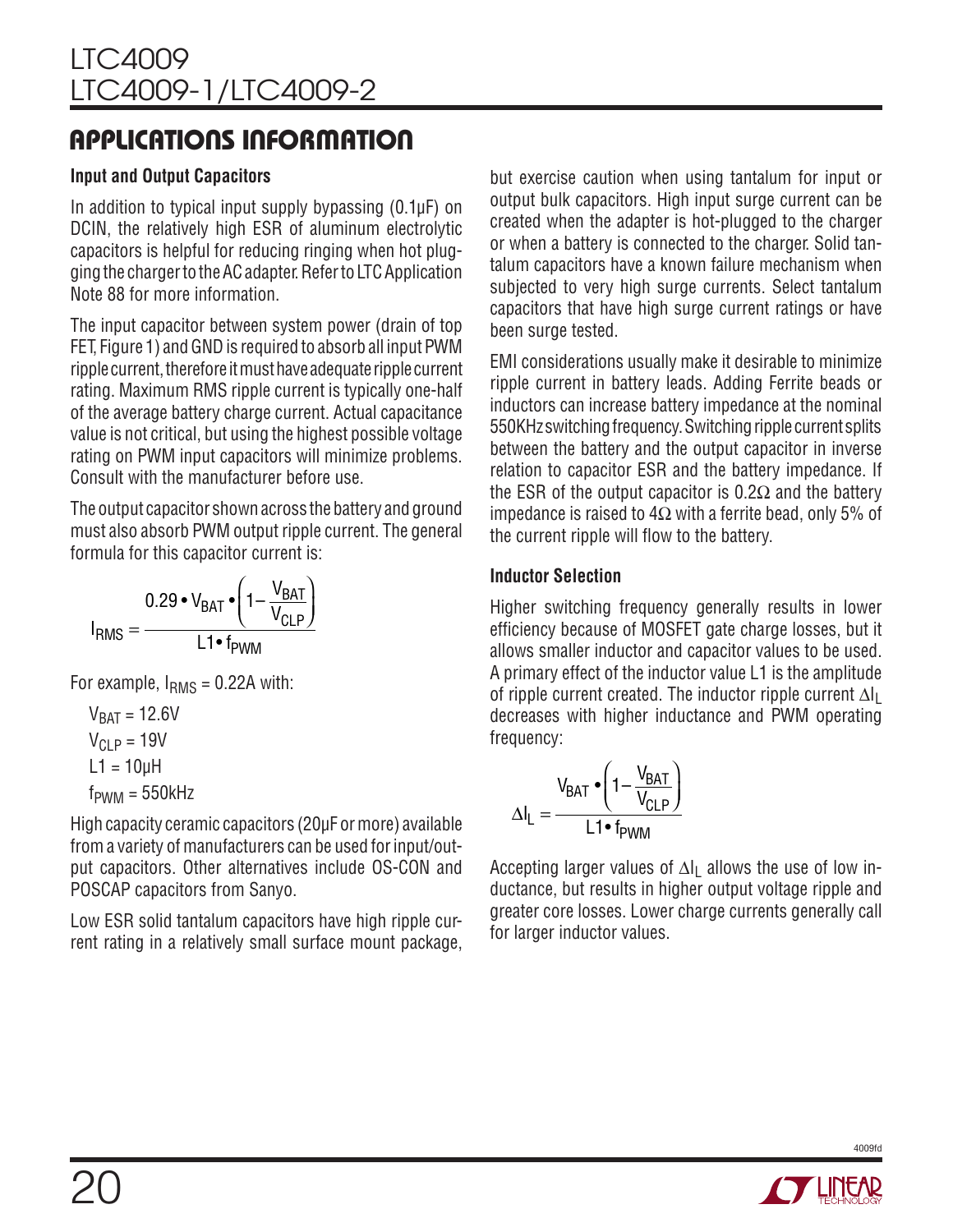## APPLICATIONS INFORMATION

### Input and Output Capacitors

In addition to typical input supply bypassing (0.1μF) on DCIN, the relatively high ESR of aluminum electrolytic capacitors is helpful for reducing ringing when hot plugging the charger to the AC adapter. Refer to LTC Application Note 88 for more information.

The input capacitor between system power (drain of top FET, Figure 1) and GND is required to absorb all input PWM ripple current, therefore it must have adequate ripple current rating. Maximum RMS ripple current is typically one-half of the average battery charge current. Actual capacitance value is not critical, but using the highest possible voltage rating on PWM input capacitors will minimize problems. Consult with the manufacturer before use.

The output capacitor shown across the battery and ground must also absorb PWM output ripple current. The general formula for this capacitor current is:

$$I_{RMS} = \frac{0.29 \bullet V_{BAT} \bullet \left(1 - \frac{V_{BAT}}{V_{CLP}}\right)}{L1 \bullet f_{PWM}}$$

For example, $I_{RMS}$ = 0.22A with:

$V_{BAT}$ = 12.6V
$V_{CLP}$ = 19V
L1 = 10μH
$f_{PWM}$ = 550kHz

High capacity ceramic capacitors (20μF or more) available from a variety of manufacturers can be used for input/output capacitors. Other alternatives include OS-CON and POSCAP capacitors from Sanyo.

Low ESR solid tantalum capacitors have high ripple current rating in a relatively small surface mount package, but exercise caution when using tantalum for input or output bulk capacitors. High input surge current can be created when the adapter is hot-plugged to the charger or when a battery is connected to the charger. Solid tantalum capacitors have a known failure mechanism when subjected to very high surge currents. Select tantalum capacitors that have high surge current ratings or have been surge tested.

EMI considerations usually make it desirable to minimize ripple current in battery leads. Adding Ferrite beads or inductors can increase battery impedance at the nominal 550KHz switching frequency. Switching ripple current splits between the battery and the output capacitor in inverse relation to capacitor ESR and the battery impedance. If the ESR of the output capacitor is 0.2Ω and the battery impedance is raised to 4Ω with a ferrite bead, only 5% of the current ripple will flow to the battery.

### Inductor Selection

Higher switching frequency generally results in lower efficiency because of MOSFET gate charge losses, but it allows smaller inductor and capacitor values to be used. A primary effect of the inductor value L1 is the amplitude of ripple current created. The inductor ripple current $\Delta I_L$ decreases with higher inductance and PWM operating frequency:

$$\Delta I_L = \frac{V_{BAT} \bullet \left(1 - \frac{V_{BAT}}{V_{CLP}}\right)}{L1 \bullet f_{PWM}}$$

Accepting larger values of $\Delta I_L$ allows the use of low inductance, but results in higher output voltage ripple and greater core losses. Lower charge currents generally call for larger inductor values.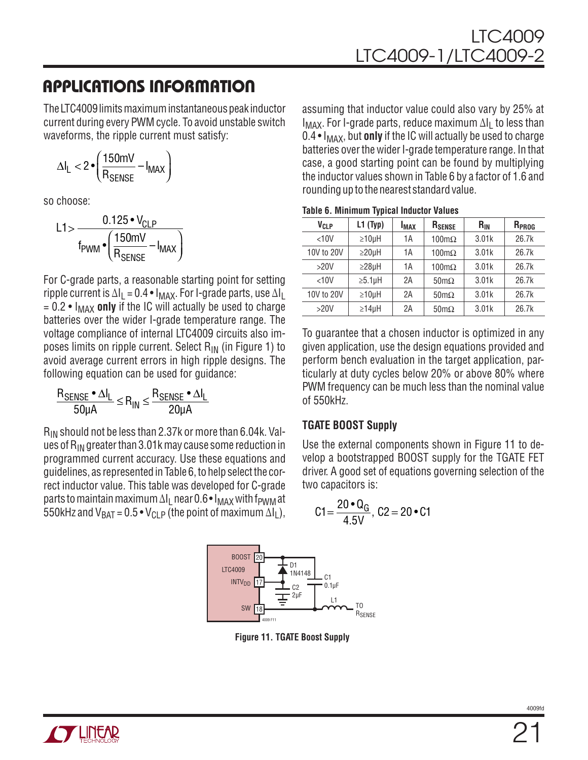## APPLICATIONS INFORMATION

The LTC4009 limits maximum instantaneous peak inductor current during every PWM cycle. To avoid unstable switch waveforms, the ripple current must satisfy:

$$\Delta I_L < 2 \bullet \left( \frac{150mV}{R_{SENSE}} - I_{MAX} \right)$$

so choose:

$$L1 > \frac{0.125 \bullet V_{CLP}}{f_{PWM} \bullet \left( \frac{150mV}{R_{SENSE}} - I_{MAX} \right)}$$

For C-grade parts, a reasonable starting point for setting ripple current is $\Delta I_L = 0.4 \bullet I_{MAX}$. For I-grade parts, use $\Delta I_L = 0.2 \bullet I_{MAX}$ **only** if the IC will actually be used to charge batteries over the wider I-grade temperature range. The voltage compliance of internal LTC4009 circuits also imposes limits on ripple current. Select $R_{IN}$ (in Figure 1) to avoid average current errors in high ripple designs. The following equation can be used for guidance:

$$\frac{R_{SENSE} \bullet \Delta I_L}{50\mu A} \leq R_{IN} \leq \frac{R_{SENSE} \bullet \Delta I_L}{20\mu A}$$

$R_{IN}$ should not be less than 2.37k or more than 6.04k. Values of $R_{IN}$ greater than 3.01k may cause some reduction in programmed current accuracy. Use these equations and guidelines, as represented in Table 6, to help select the correct inductor value. This table was developed for C-grade parts to maintain maximum $\Delta I_L$ near $0.6 \bullet I_{MAX}$ with $f_{PWM}$ at 550kHz and $V_{BAT} = 0.5 \bullet V_{CLP}$ (the point of maximum $\Delta I_L$), assuming that inductor value could also vary by 25% at $I_{MAX}$. For I-grade parts, reduce maximum $\Delta I_L$ to less than $0.4 \bullet I_{MAX}$, but **only** if the IC will actually be used to charge batteries over the wider I-grade temperature range. In that case, a good starting point can be found by multiplying the inductor values shown in Table 6 by a factor of 1.6 and rounding up to the nearest standard value.

**Table 6. Minimum Typical Inductor Values**

| $V_{CLP}$ | L1 (Typ) | $I_{MAX}$ | $R_{SENSE}$ | $R_{IN}$ | $R_{PROG}$ |
|---|---|---|---|---|---|
| <10V | ≥10μH | 1A | 100mΩ | 3.01k | 26.7k |
| 10V to 20V | ≥20μH | 1A | 100mΩ | 3.01k | 26.7k |
| >20V | ≥28μH | 1A | 100mΩ | 3.01k | 26.7k |
| <10V | ≥5.1μH | 2A | 50mΩ | 3.01k | 26.7k |
| 10V to 20V | ≥10μH | 2A | 50mΩ | 3.01k | 26.7k |
| >20V | ≥14μH | 2A | 50mΩ | 3.01k | 26.7k |

To guarantee that a chosen inductor is optimized in any given application, use the design equations provided and perform bench evaluation in the target application, particularly at duty cycles below 20% or above 80% where PWM frequency can be much less than the nominal value of 550kHz.

### TGATE BOOST Supply

Use the external components shown in Figure 11 to develop a bootstrapped BOOST supply for the TGATE FET driver. A good set of equations governing selection of the two capacitors is:

$$C1 = \frac{20 \bullet Q_G}{4.5V}, \; C2 = 20 \bullet C1$$

**Figure 11. TGATE Boost Supply**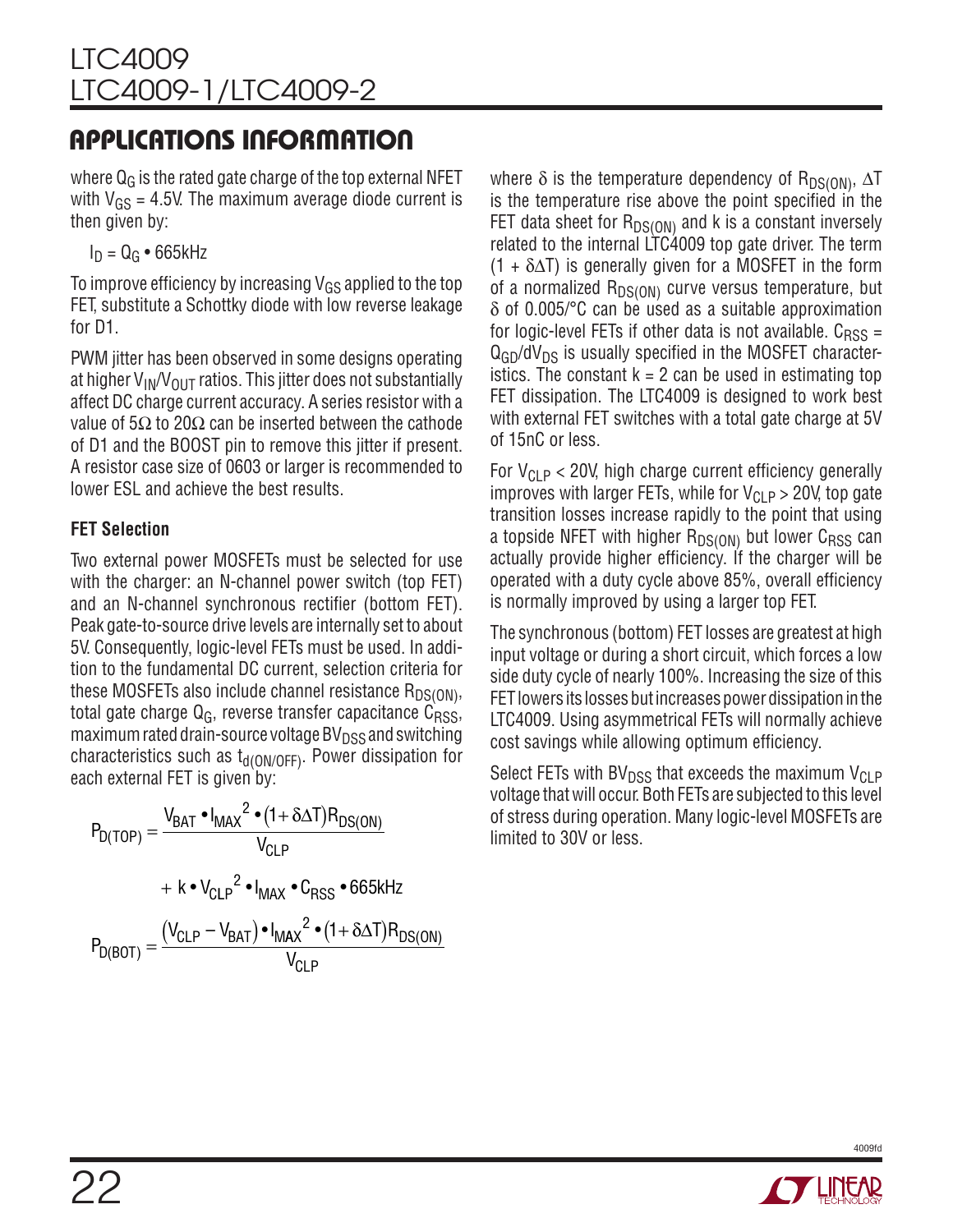## APPLICATIONS INFORMATION

where $Q_G$ is the rated gate charge of the top external NFET with $V_{GS}$ = 4.5V. The maximum average diode current is then given by:

$$I_D = Q_G \bullet 665\text{kHz}$$

To improve efficiency by increasing $V_{GS}$ applied to the top FET, substitute a Schottky diode with low reverse leakage for D1.

PWM jitter has been observed in some designs operating at higher $V_{IN}/V_{OUT}$ ratios. This jitter does not substantially affect DC charge current accuracy. A series resistor with a value of 5Ω to 20Ω can be inserted between the cathode of D1 and the BOOST pin to remove this jitter if present. A resistor case size of 0603 or larger is recommended to lower ESL and achieve the best results.

### FET Selection

Two external power MOSFETs must be selected for use with the charger: an N-channel power switch (top FET) and an N-channel synchronous rectifier (bottom FET). Peak gate-to-source drive levels are internally set to about 5V. Consequently, logic-level FETs must be used. In addition to the fundamental DC current, selection criteria for these MOSFETs also include channel resistance $R_{DS(ON)}$, total gate charge $Q_G$, reverse transfer capacitance $C_{RSS}$, maximum rated drain-source voltage $BV_{DSS}$ and switching characteristics such as $t_{d(ON/OFF)}$. Power dissipation for each external FET is given by:

$$P_{D(TOP)} = \frac{V_{BAT} \bullet I_{MAX}^2 \bullet (1+\delta\Delta T)R_{DS(ON)}}{V_{CLP}} + k \bullet V_{CLP}^2 \bullet I_{MAX} \bullet C_{RSS} \bullet 665\text{kHz}$$

$$P_{D(BOT)} = \frac{(V_{CLP} - V_{BAT}) \bullet I_{MAX}^2 \bullet (1+\delta\Delta T)R_{DS(ON)}}{V_{CLP}}$$

where δ is the temperature dependency of $R_{DS(ON)}$, ΔT is the temperature rise above the point specified in the FET data sheet for $R_{DS(ON)}$ and k is a constant inversely related to the internal LTC4009 top gate driver. The term $(1 + \delta\Delta T)$ is generally given for a MOSFET in the form of a normalized $R_{DS(ON)}$ curve versus temperature, but δ of 0.005/°C can be used as a suitable approximation for logic-level FETs if other data is not available. $C_{RSS} = Q_{GD}/dV_{DS}$ is usually specified in the MOSFET characteristics. The constant k = 2 can be used in estimating top FET dissipation. The LTC4009 is designed to work best with external FET switches with a total gate charge at 5V of 15nC or less.

For $V_{CLP}$ < 20V, high charge current efficiency generally improves with larger FETs, while for $V_{CLP}$ > 20V, top gate transition losses increase rapidly to the point that using a topside NFET with higher $R_{DS(ON)}$ but lower $C_{RSS}$ can actually provide higher efficiency. If the charger will be operated with a duty cycle above 85%, overall efficiency is normally improved by using a larger top FET.

The synchronous (bottom) FET losses are greatest at high input voltage or during a short circuit, which forces a low side duty cycle of nearly 100%. Increasing the size of this FET lowers its losses but increases power dissipation in the LTC4009. Using asymmetrical FETs will normally achieve cost savings while allowing optimum efficiency.

Select FETs with $BV_{DSS}$ that exceeds the maximum $V_{CLP}$ voltage that will occur. Both FETs are subjected to this level of stress during operation. Many logic-level MOSFETs are limited to 30V or less.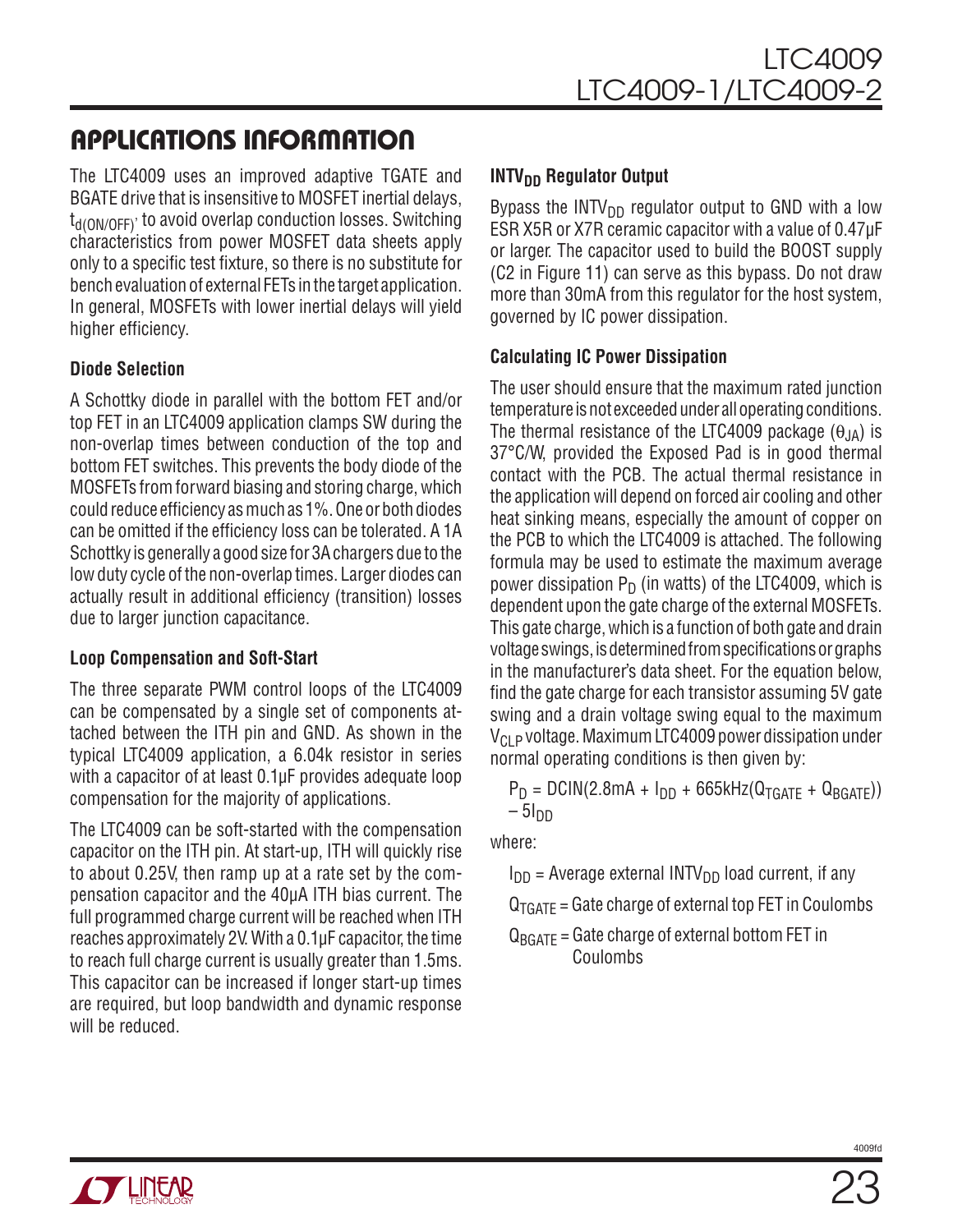## APPLICATIONS INFORMATION

The LTC4009 uses an improved adaptive TGATE and BGATE drive that is insensitive to MOSFET inertial delays, $t_{d(ON/OFF)}$, to avoid overlap conduction losses. Switching characteristics from power MOSFET data sheets apply only to a specific test fixture, so there is no substitute for bench evaluation of external FETs in the target application. In general, MOSFETs with lower inertial delays will yield higher efficiency.

### Diode Selection

A Schottky diode in parallel with the bottom FET and/or top FET in an LTC4009 application clamps SW during the non-overlap times between conduction of the top and bottom FET switches. This prevents the body diode of the MOSFETs from forward biasing and storing charge, which could reduce efficiency as much as 1%. One or both diodes can be omitted if the efficiency loss can be tolerated. A 1A Schottky is generally a good size for 3A chargers due to the low duty cycle of the non-overlap times. Larger diodes can actually result in additional efficiency (transition) losses due to larger junction capacitance.

### Loop Compensation and Soft-Start

The three separate PWM control loops of the LTC4009 can be compensated by a single set of components attached between the ITH pin and GND. As shown in the typical LTC4009 application, a 6.04k resistor in series with a capacitor of at least 0.1µF provides adequate loop compensation for the majority of applications.

The LTC4009 can be soft-started with the compensation capacitor on the ITH pin. At start-up, ITH will quickly rise to about 0.25V, then ramp up at a rate set by the compensation capacitor and the 40µA ITH bias current. The full programmed charge current will be reached when ITH reaches approximately 2V. With a 0.1µF capacitor, the time to reach full charge current is usually greater than 1.5ms. This capacitor can be increased if longer start-up times are required, but loop bandwidth and dynamic response will be reduced.

### $INTV_{DD}$ Regulator Output

Bypass the $INTV_{DD}$ regulator output to GND with a low ESR X5R or X7R ceramic capacitor with a value of 0.47µF or larger. The capacitor used to build the BOOST supply (C2 in Figure 11) can serve as this bypass. Do not draw more than 30mA from this regulator for the host system, governed by IC power dissipation.

### Calculating IC Power Dissipation

The user should ensure that the maximum rated junction temperature is not exceeded under all operating conditions. The thermal resistance of the LTC4009 package ($\theta_{JA}$) is 37°C/W, provided the Exposed Pad is in good thermal contact with the PCB. The actual thermal resistance in the application will depend on forced air cooling and other heat sinking means, especially the amount of copper on the PCB to which the LTC4009 is attached. The following formula may be used to estimate the maximum average power dissipation $P_D$ (in watts) of the LTC4009, which is dependent upon the gate charge of the external MOSFETs. This gate charge, which is a function of both gate and drain voltage swings, is determined from specifications or graphs in the manufacturer's data sheet. For the equation below, find the gate charge for each transistor assuming 5V gate swing and a drain voltage swing equal to the maximum $V_{CLP}$ voltage. Maximum LTC4009 power dissipation under normal operating conditions is then given by:

$$P_D = DCIN(2.8mA + I_{DD} + 665kHz(Q_{TGATE} + Q_{BGATE})) - 5I_{DD}$$

where:

$I_{DD}$ = Average external $INTV_{DD}$ load current, if any

$Q_{TGATE}$ = Gate charge of external top FET in Coulombs

$Q_{BGATE}$ = Gate charge of external bottom FET in Coulombs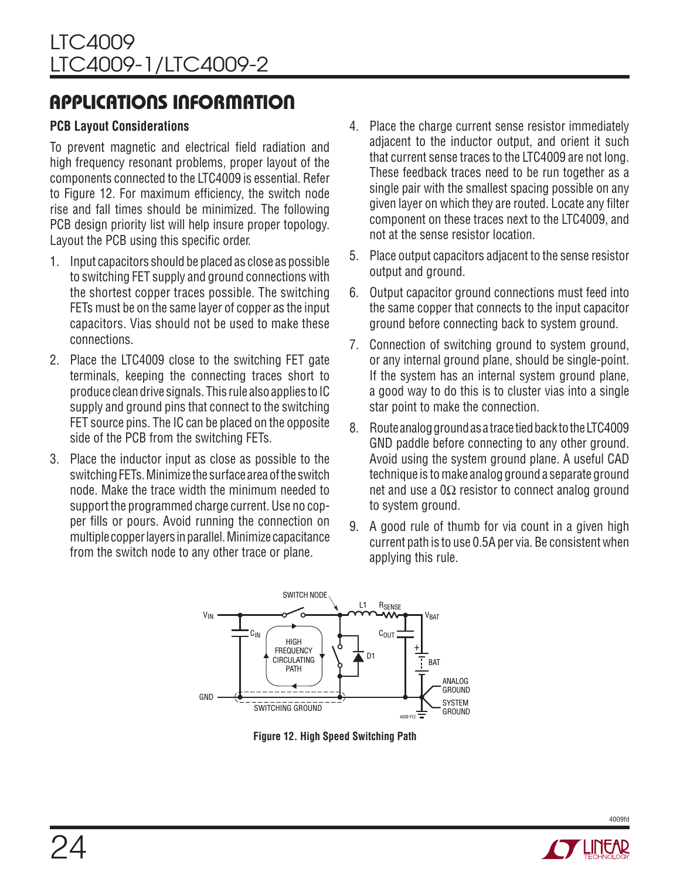## APPLICATIONS INFORMATION

### PCB Layout Considerations

To prevent magnetic and electrical field radiation and high frequency resonant problems, proper layout of the components connected to the LTC4009 is essential. Refer to Figure 12. For maximum efficiency, the switch node rise and fall times should be minimized. The following PCB design priority list will help insure proper topology. Layout the PCB using this specific order.

1. Input capacitors should be placed as close as possible to switching FET supply and ground connections with the shortest copper traces possible. The switching FETs must be on the same layer of copper as the input capacitors. Vias should not be used to make these connections.
2. Place the LTC4009 close to the switching FET gate terminals, keeping the connecting traces short to produce clean drive signals. This rule also applies to IC supply and ground pins that connect to the switching FET source pins. The IC can be placed on the opposite side of the PCB from the switching FETs.
3. Place the inductor input as close as possible to the switching FETs. Minimize the surface area of the switch node. Make the trace width the minimum needed to support the programmed charge current. Use no copper fills or pours. Avoid running the connection on multiple copper layers in parallel. Minimize capacitance from the switch node to any other trace or plane.
4. Place the charge current sense resistor immediately adjacent to the inductor output, and orient it such that current sense traces to the LTC4009 are not long. These feedback traces need to be run together as a single pair with the smallest spacing possible on any given layer on which they are routed. Locate any filter component on these traces next to the LTC4009, and not at the sense resistor location.
5. Place output capacitors adjacent to the sense resistor output and ground.
6. Output capacitor ground connections must feed into the same copper that connects to the input capacitor ground before connecting back to system ground.
7. Connection of switching ground to system ground, or any internal ground plane, should be single-point. If the system has an internal system ground plane, a good way to do this is to cluster vias into a single star point to make the connection.
8. Route analog ground as a trace tied back to the LTC4009 GND paddle before connecting to any other ground. Avoid using the system ground plane. A useful CAD technique is to make analog ground a separate ground net and use a 0Ω resistor to connect analog ground to system ground.
9. A good rule of thumb for via count in a given high current path is to use 0.5A per via. Be consistent when applying this rule.

**Figure 12. High Speed Switching Path**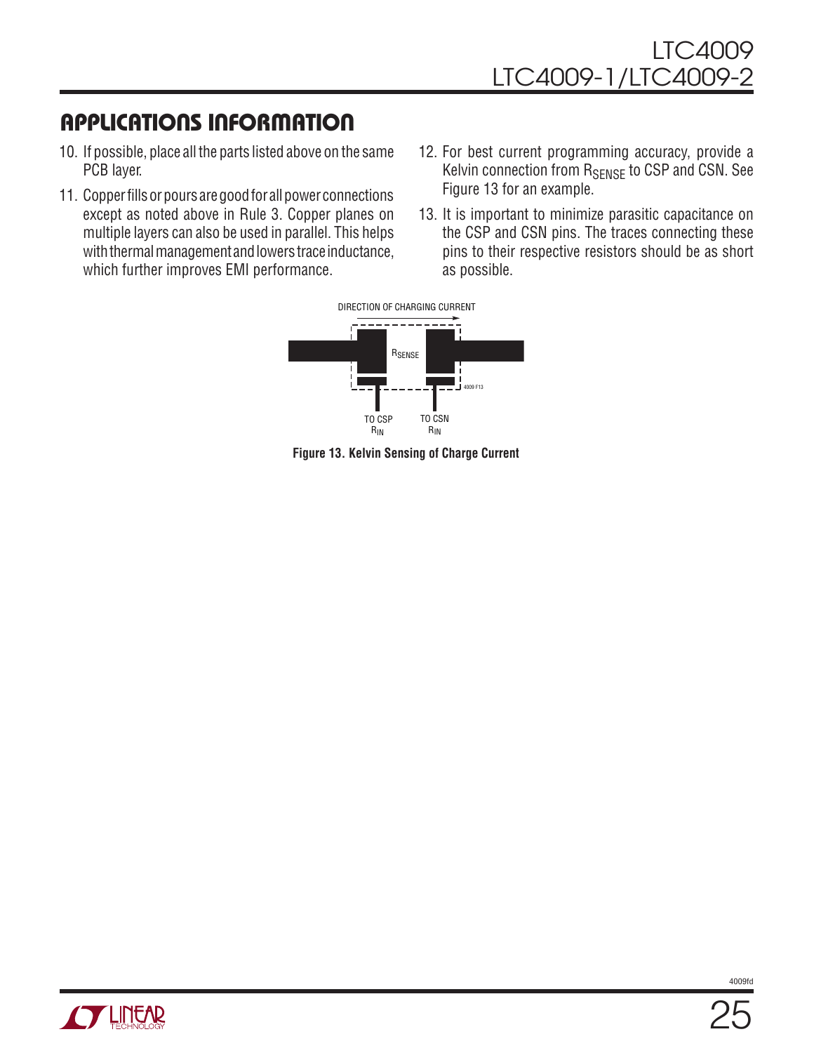## APPLICATIONS INFORMATION

10. If possible, place all the parts listed above on the same PCB layer.

11. Copper fills or pours are good for all power connections except as noted above in Rule 3. Copper planes on multiple layers can also be used in parallel. This helps with thermal management and lowers trace inductance, which further improves EMI performance.

12. For best current programming accuracy, provide a Kelvin connection from $R_{SENSE}$ to CSP and CSN. See Figure 13 for an example.

13. It is important to minimize parasitic capacitance on the CSP and CSN pins. The traces connecting these pins to their respective resistors should be as short as possible.

DIRECTION OF CHARGING CURRENT

$R_{SENSE}$

TO CSP $R_{IN}$ TO CSN $R_{IN}$

**Figure 13. Kelvin Sensing of Charge Current**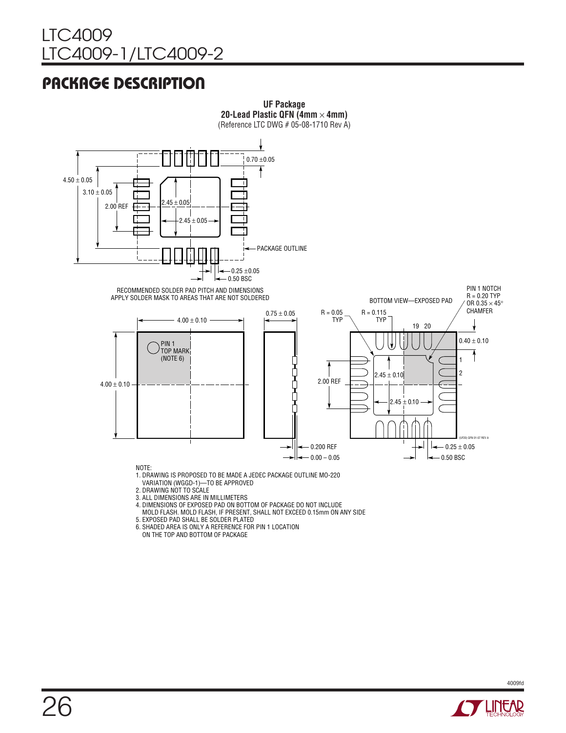## PACKAGE DESCRIPTION

**UF Package**
**20-Lead Plastic QFN (4mm × 4mm)**
(Reference LTC DWG # 05-08-1710 Rev A)

4.50 ± 0.05
3.10 ± 0.05
2.00 REF
2.45 ± 0.05
2.45 ± 0.05
0.70 ±0.05
PACKAGE OUTLINE
0.25 ±0.05
0.50 BSC

RECOMMENDED SOLDER PAD PITCH AND DIMENSIONS
APPLY SOLDER MASK TO AREAS THAT ARE NOT SOLDERED

4.00 ± 0.10
4.00 ± 0.10
PIN 1 TOP MARK (NOTE 6)
0.75 ± 0.05
0.200 REF
0.00 – 0.05

BOTTOM VIEW—EXPOSED PAD
R = 0.05 TYP
R = 0.115 TYP
PIN 1 NOTCH R = 0.20 TYP OR 0.35 × 45° CHAMFER
0.40 ± 0.10
2.00 REF
2.45 ± 0.10
2.45 ± 0.10
0.25 ± 0.05
0.50 BSC
(UF20) QFN 01-07 REV A

NOTE:
1. DRAWING IS PROPOSED TO BE MADE A JEDEC PACKAGE OUTLINE MO-220 VARIATION (WGGD-1)—TO BE APPROVED
2. DRAWING NOT TO SCALE
3. ALL DIMENSIONS ARE IN MILLIMETERS
4. DIMENSIONS OF EXPOSED PAD ON BOTTOM OF PACKAGE DO NOT INCLUDE MOLD FLASH. MOLD FLASH, IF PRESENT, SHALL NOT EXCEED 0.15mm ON ANY SIDE
5. EXPOSED PAD SHALL BE SOLDER PLATED
6. SHADED AREA IS ONLY A REFERENCE FOR PIN 1 LOCATION ON THE TOP AND BOTTOM OF PACKAGE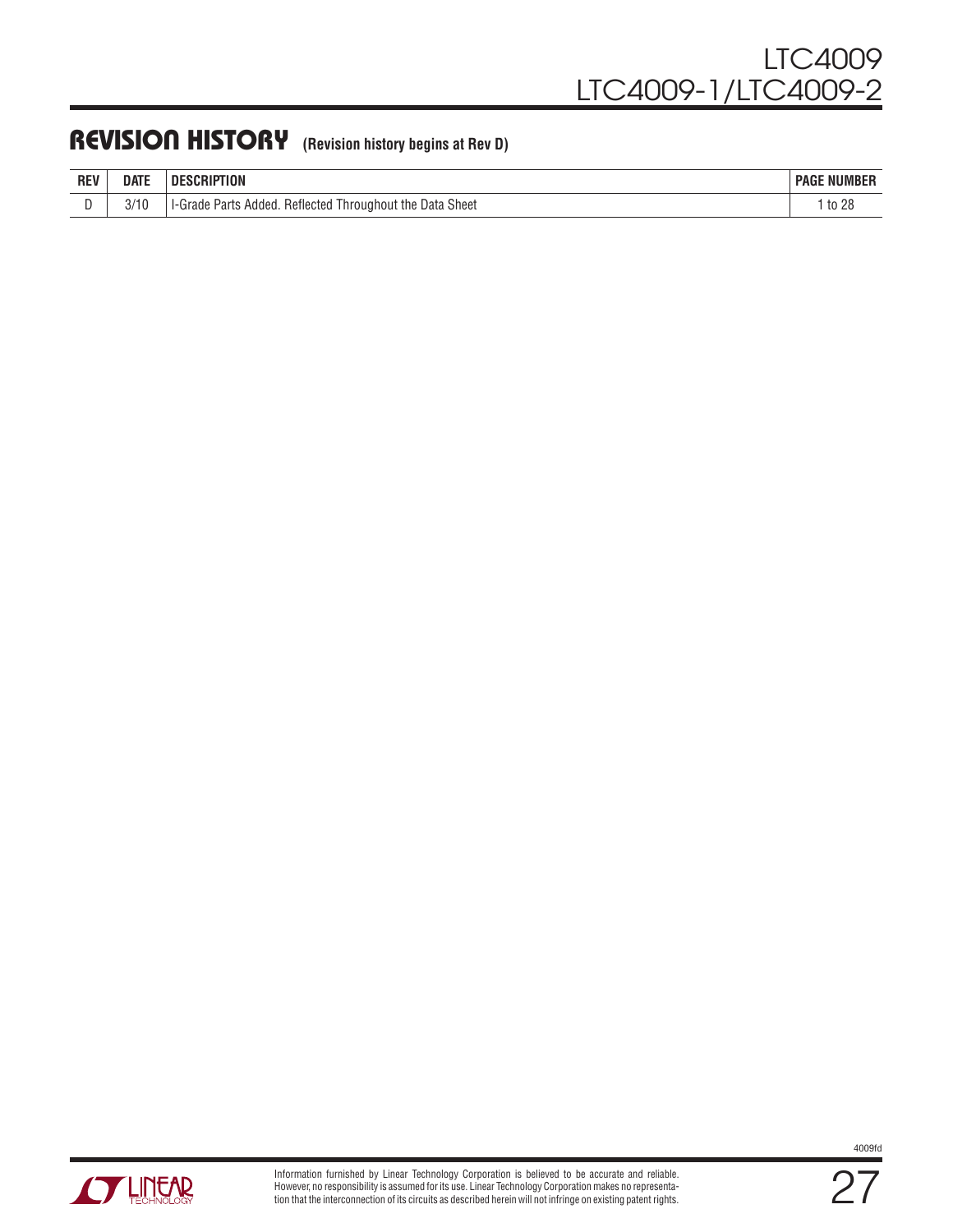## REVISION HISTORY (Revision history begins at Rev D)

| REV | DATE | DESCRIPTION | PAGE NUMBER |
|---|---|---|---|
| D | 3/10 | I-Grade Parts Added. Reflected Throughout the Data Sheet | 1 to 28 |

Information furnished by Linear Technology Corporation is believed to be accurate and reliable. However, no responsibility is assumed for its use. Linear Technology Corporation makes no representation that the interconnection of its circuits as described herein will not infringe on existing patent rights.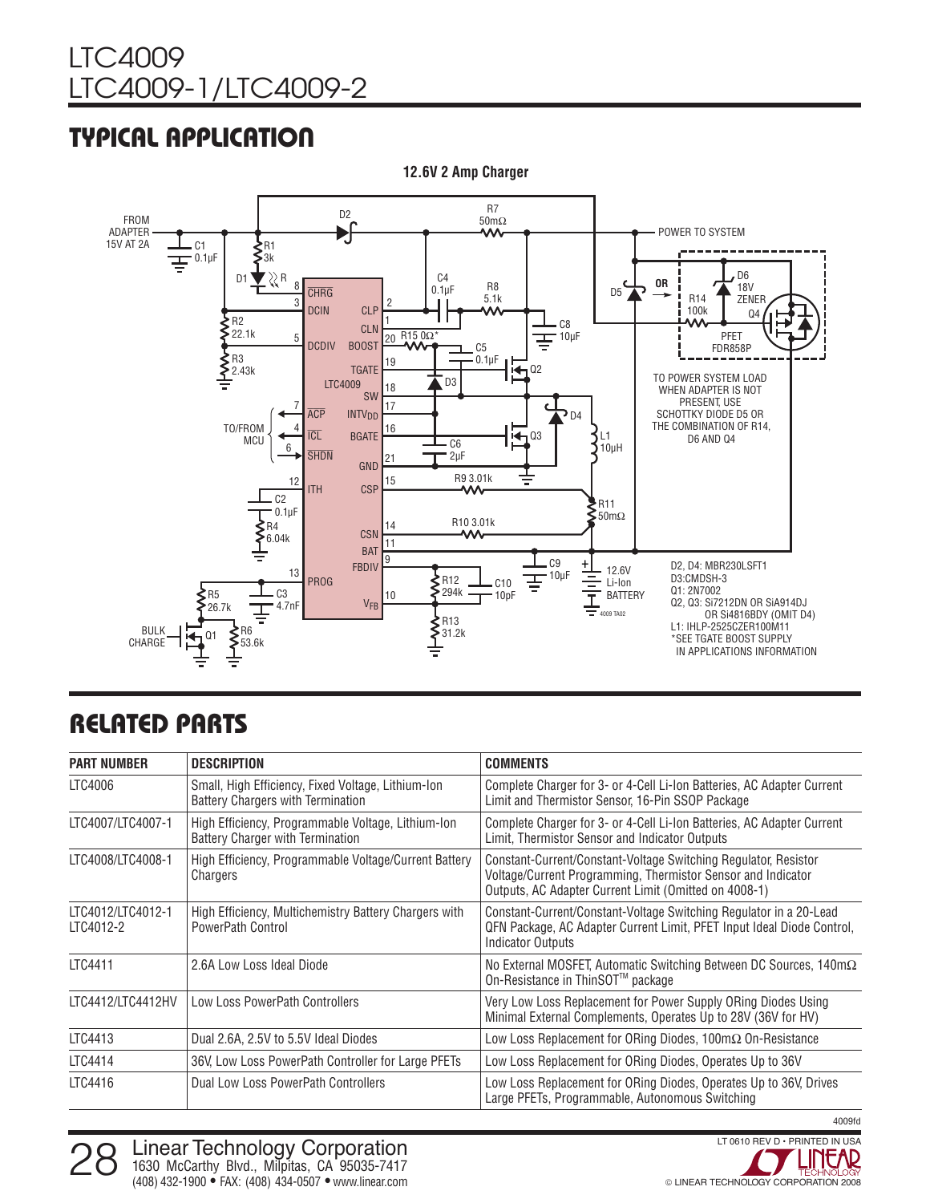## TYPICAL APPLICATION

12.6V 2 Amp Charger

FROM ADAPTER 15V AT 2A

TO/FROM MCU

BULK CHARGE

POWER TO SYSTEM

TO POWER SYSTEM LOAD WHEN ADAPTER IS NOT PRESENT, USE SCHOTTKY DIODE D5 OR THE COMBINATION OF R14, D6 AND Q4

D2, D4: MBR230LSFT1
D3:CMDSH-3
Q1: 2N7002
Q2, Q3: Si7212DN OR SiA914DJ OR Si4816BDY (OMIT D4)
L1: IHLP-2525CZER100M11
*SEE TGATE BOOST SUPPLY IN APPLICATIONS INFORMATION

## RELATED PARTS

| PART NUMBER | DESCRIPTION | COMMENTS |
|---|---|---|
| LTC4006 | Small, High Efficiency, Fixed Voltage, Lithium-Ion Battery Chargers with Termination | Complete Charger for 3- or 4-Cell Li-Ion Batteries, AC Adapter Current Limit and Thermistor Sensor, 16-Pin SSOP Package |
| LTC4007/LTC4007-1 | High Efficiency, Programmable Voltage, Lithium-Ion Battery Charger with Termination | Complete Charger for 3- or 4-Cell Li-Ion Batteries, AC Adapter Current Limit, Thermistor Sensor and Indicator Outputs |
| LTC4008/LTC4008-1 | High Efficiency, Programmable Voltage/Current Battery Chargers | Constant-Current/Constant-Voltage Switching Regulator, Resistor Voltage/Current Programming, Thermistor Sensor and Indicator Outputs, AC Adapter Current Limit (Omitted on 4008-1) |
| LTC4012/LTC4012-1 LTC4012-2 | High Efficiency, Multichemistry Battery Chargers with PowerPath Control | Constant-Current/Constant-Voltage Switching Regulator in a 20-Lead QFN Package, AC Adapter Current Limit, PFET Input Ideal Diode Control, Indicator Outputs |
| LTC4411 | 2.6A Low Loss Ideal Diode | No External MOSFET, Automatic Switching Between DC Sources, 140mΩ On-Resistance in ThinSOT™ package |
| LTC4412/LTC4412HV | Low Loss PowerPath Controllers | Very Low Loss Replacement for Power Supply ORing Diodes Using Minimal External Complements, Operates Up to 28V (36V for HV) |
| LTC4413 | Dual 2.6A, 2.5V to 5.5V Ideal Diodes | Low Loss Replacement for ORing Diodes, 100mΩ On-Resistance |
| LTC4414 | 36V, Low Loss PowerPath Controller for Large PFETs | Low Loss Replacement for ORing Diodes, Operates Up to 36V |
| LTC4416 | Dual Low Loss PowerPath Controllers | Low Loss Replacement for ORing Diodes, Operates Up to 36V, Drives Large PFETs, Programmable, Autonomous Switching |

Linear Technology Corporation
1630 McCarthy Blvd., Milpitas, CA 95035-7417
(408) 432-1900 • FAX: (408) 434-0507 • www.linear.com

LT 0610 REV D • PRINTED IN USA
© LINEAR TECHNOLOGY CORPORATION 2008